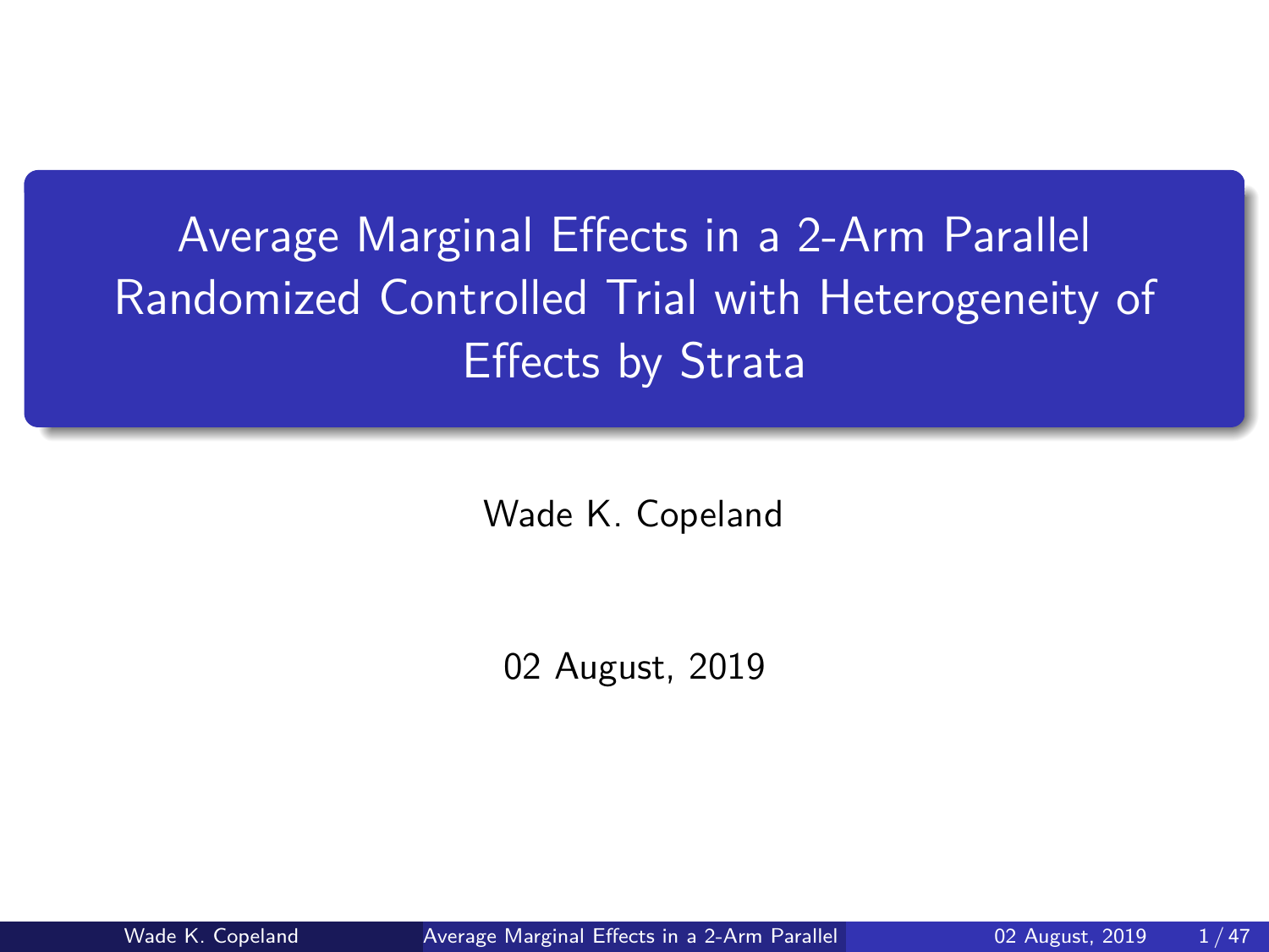# Average Marginal Effects in a 2-Arm Parallel Randomized Controlled Trial with Heterogeneity of Effects by Strata

Wade K. Copeland

02 August, 2019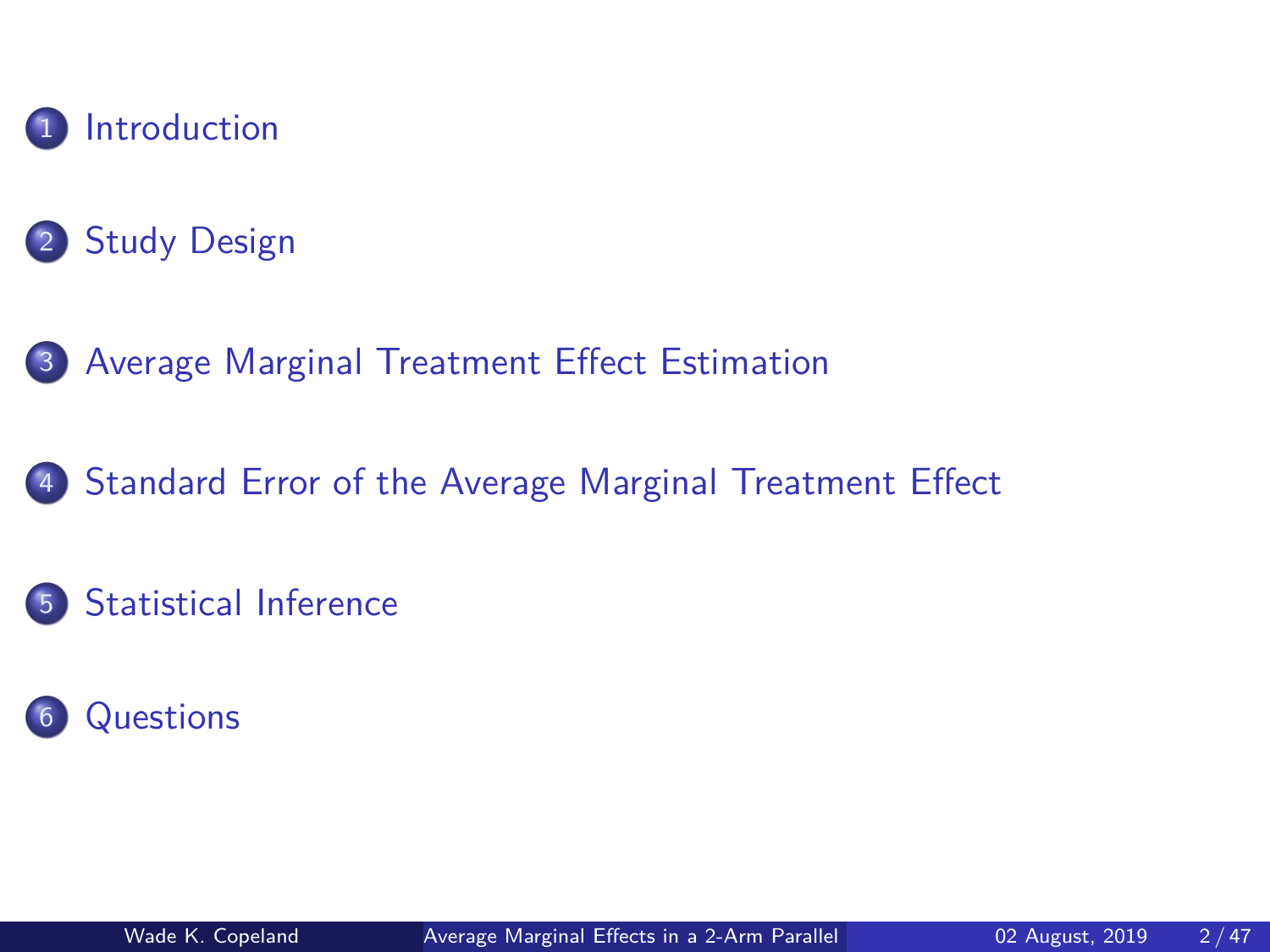1. Introduction
2. Study Design
3. Average Marginal Treatment Effect Estimation
4. Standard Error of the Average Marginal Treatment Effect
5. Statistical Inference
6. Questions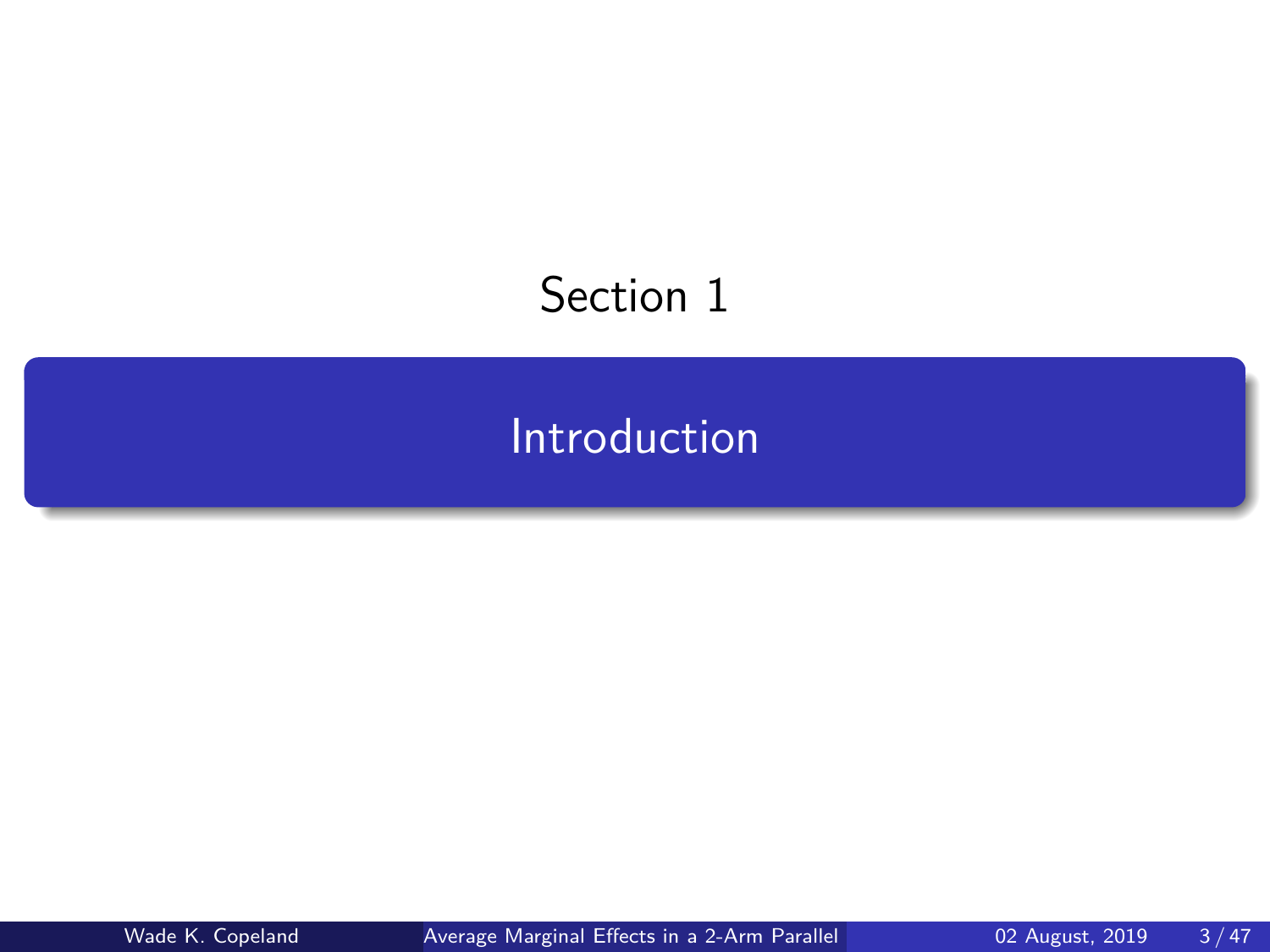Section 1

# Introduction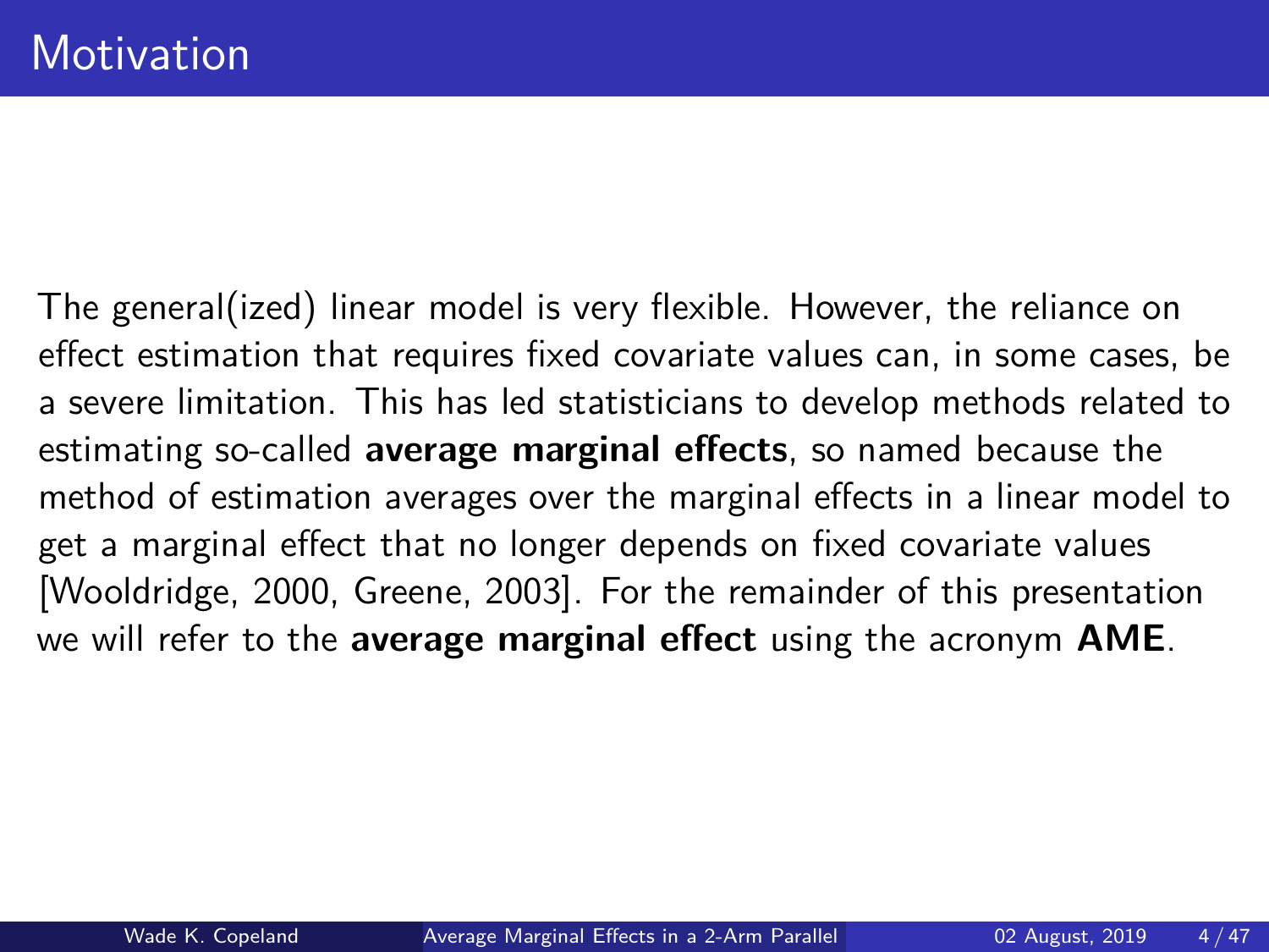# Motivation

The general(ized) linear model is very flexible. However, the reliance on effect estimation that requires fixed covariate values can, in some cases, be a severe limitation. This has led statisticians to develop methods related to estimating so-called **average marginal effects**, so named because the method of estimation averages over the marginal effects in a linear model to get a marginal effect that no longer depends on fixed covariate values [Wooldridge, 2000, Greene, 2003]. For the remainder of this presentation we will refer to the **average marginal effect** using the acronym **AME**.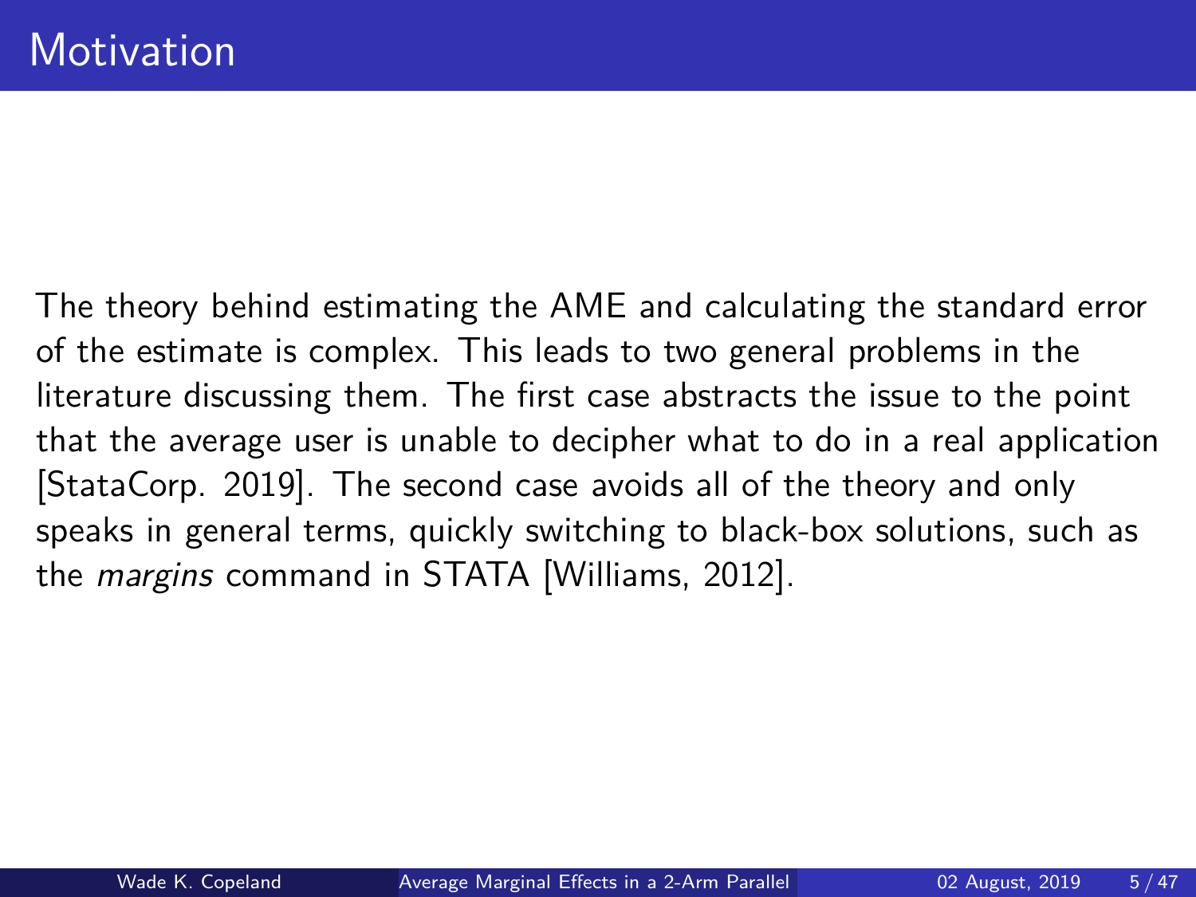# Motivation

The theory behind estimating the AME and calculating the standard error of the estimate is complex. This leads to two general problems in the literature discussing them. The first case abstracts the issue to the point that the average user is unable to decipher what to do in a real application [StataCorp. 2019]. The second case avoids all of the theory and only speaks in general terms, quickly switching to black-box solutions, such as the *margins* command in STATA [Williams, 2012].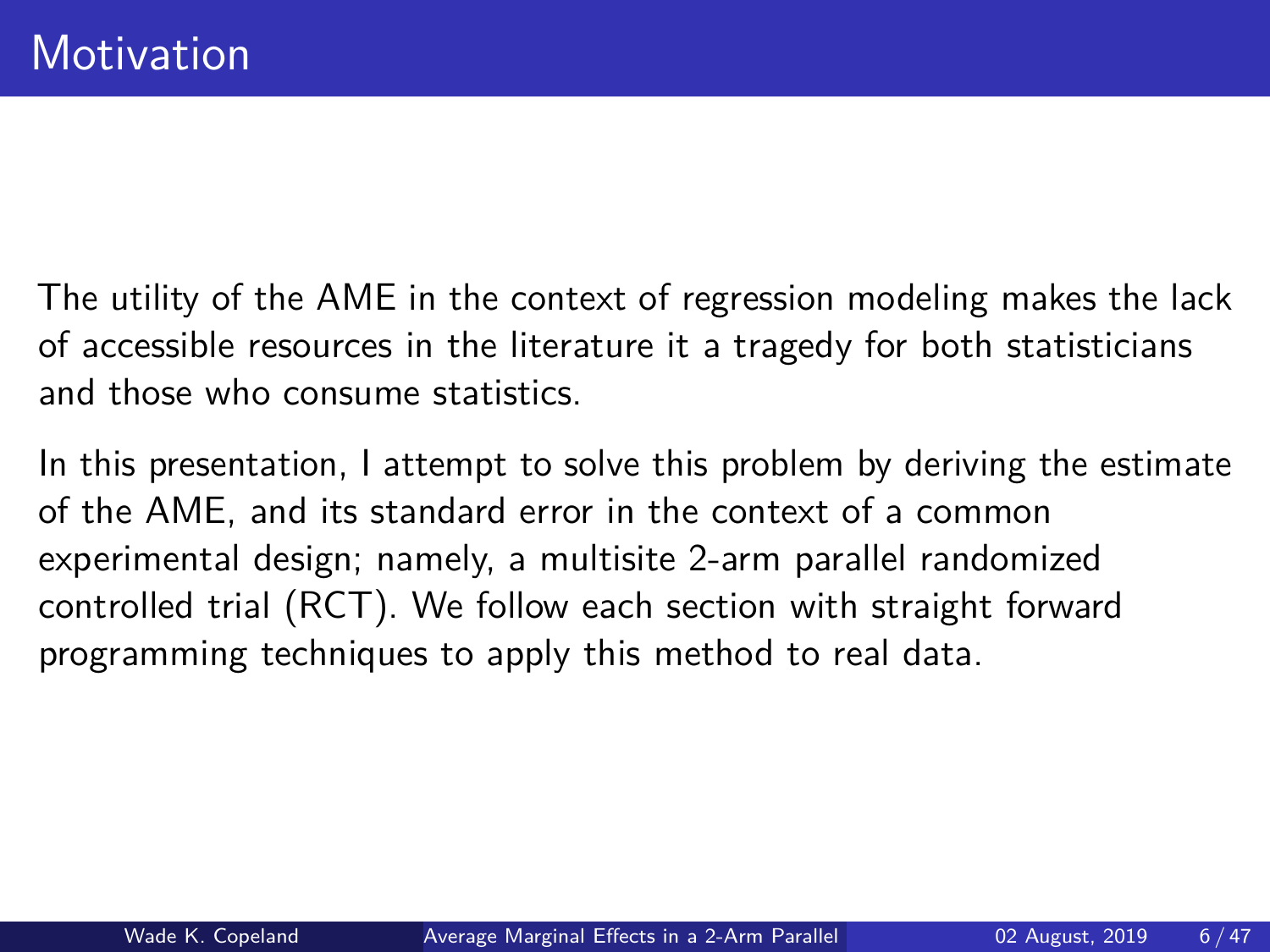# Motivation

The utility of the AME in the context of regression modeling makes the lack of accessible resources in the literature it a tragedy for both statisticians and those who consume statistics.

In this presentation, I attempt to solve this problem by deriving the estimate of the AME, and its standard error in the context of a common experimental design; namely, a multisite 2-arm parallel randomized controlled trial (RCT). We follow each section with straight forward programming techniques to apply this method to real data.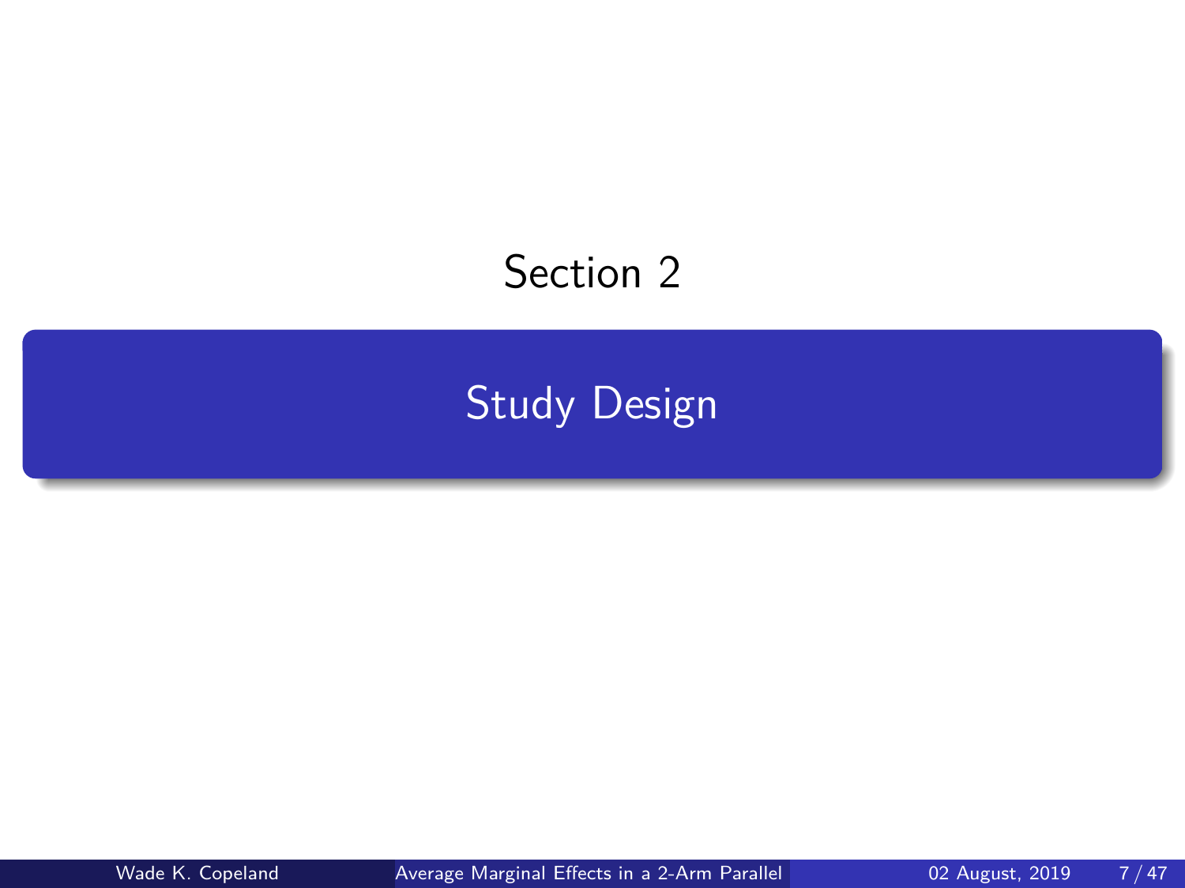Section 2

# Study Design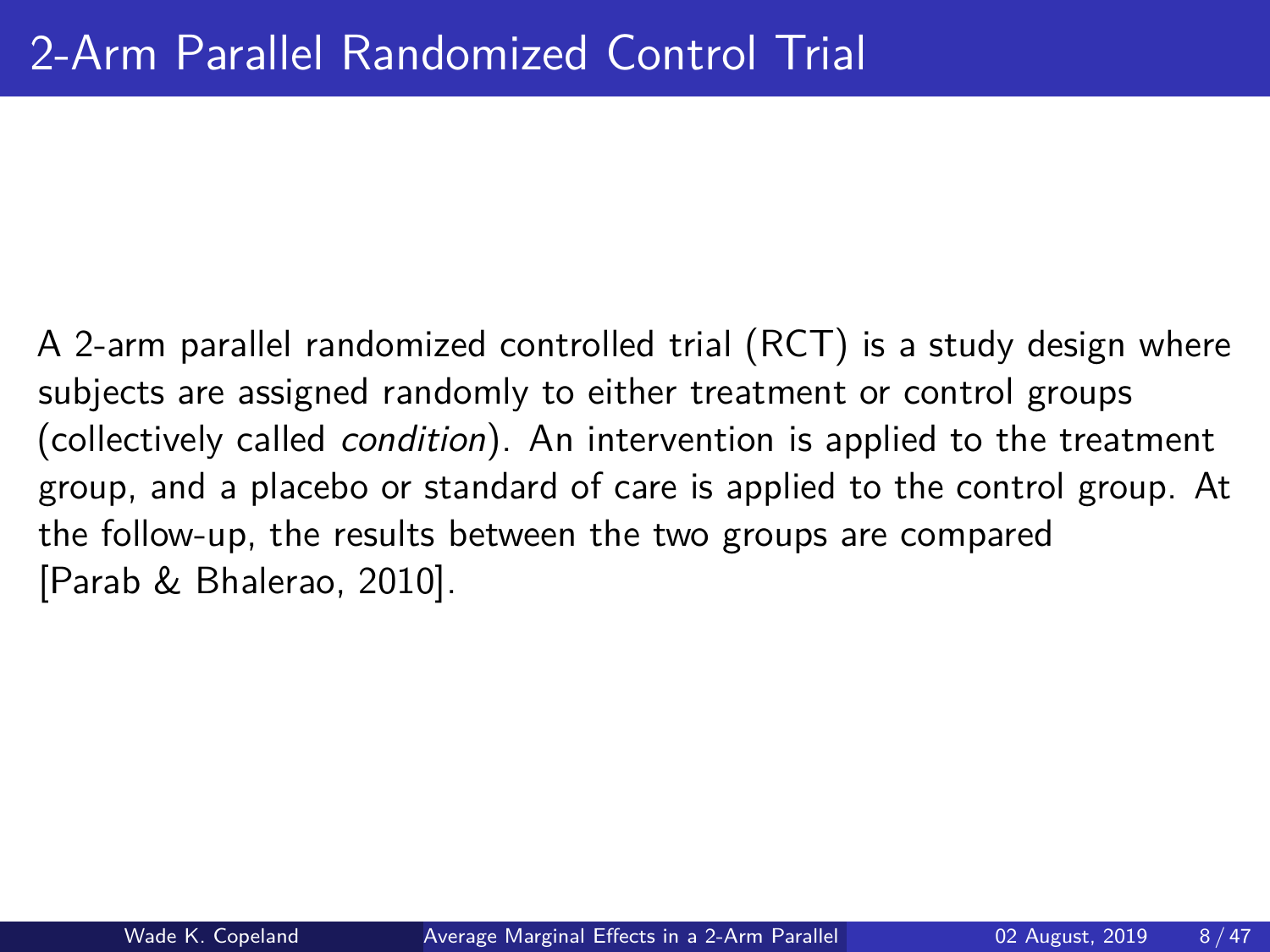# 2-Arm Parallel Randomized Control Trial

A 2-arm parallel randomized controlled trial (RCT) is a study design where subjects are assigned randomly to either treatment or control groups (collectively called *condition*). An intervention is applied to the treatment group, and a placebo or standard of care is applied to the control group. At the follow-up, the results between the two groups are compared [Parab & Bhalerao, 2010].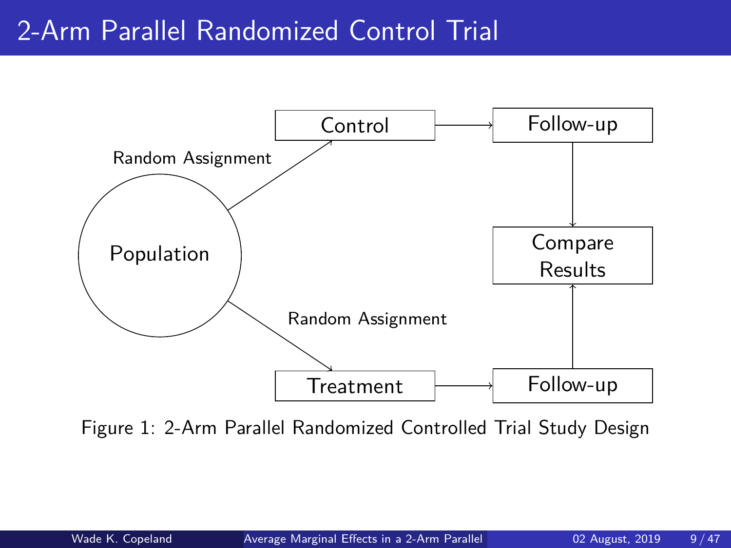# 2-Arm Parallel Randomized Control Trial

Population

Random Assignment

Control

Follow-up

Random Assignment

Treatment

Follow-up

Compare Results

Figure 1: 2-Arm Parallel Randomized Controlled Trial Study Design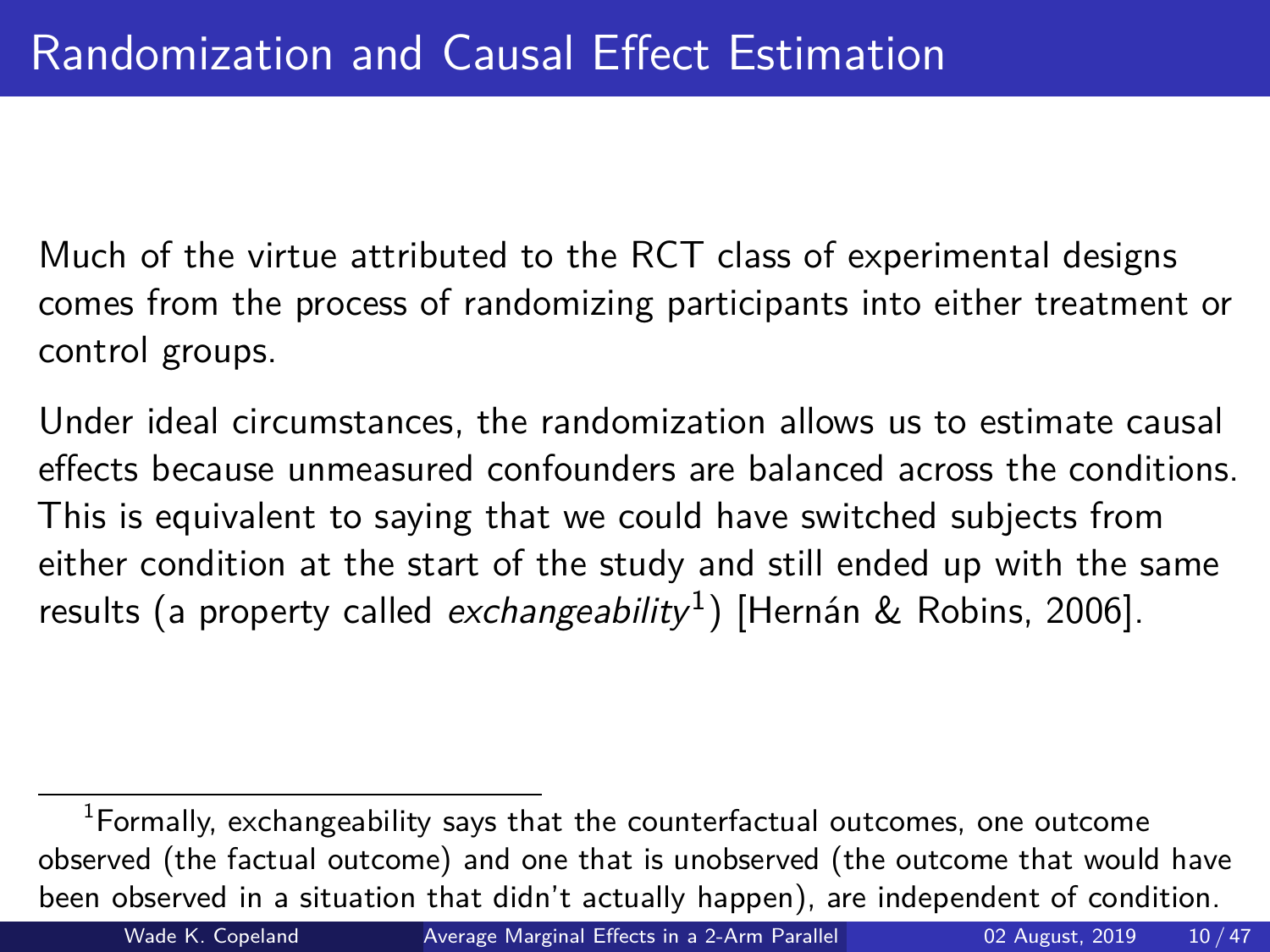# Randomization and Causal Effect Estimation

Much of the virtue attributed to the RCT class of experimental designs comes from the process of randomizing participants into either treatment or control groups.

Under ideal circumstances, the randomization allows us to estimate causal effects because unmeasured confounders are balanced across the conditions. This is equivalent to saying that we could have switched subjects from either condition at the start of the study and still ended up with the same results (a property called *exchangeability*[1]) [Hernán & Robins, 2006].

[1] Formally, exchangeability says that the counterfactual outcomes, one outcome observed (the factual outcome) and one that is unobserved (the outcome that would have been observed in a situation that didn't actually happen), are independent of condition.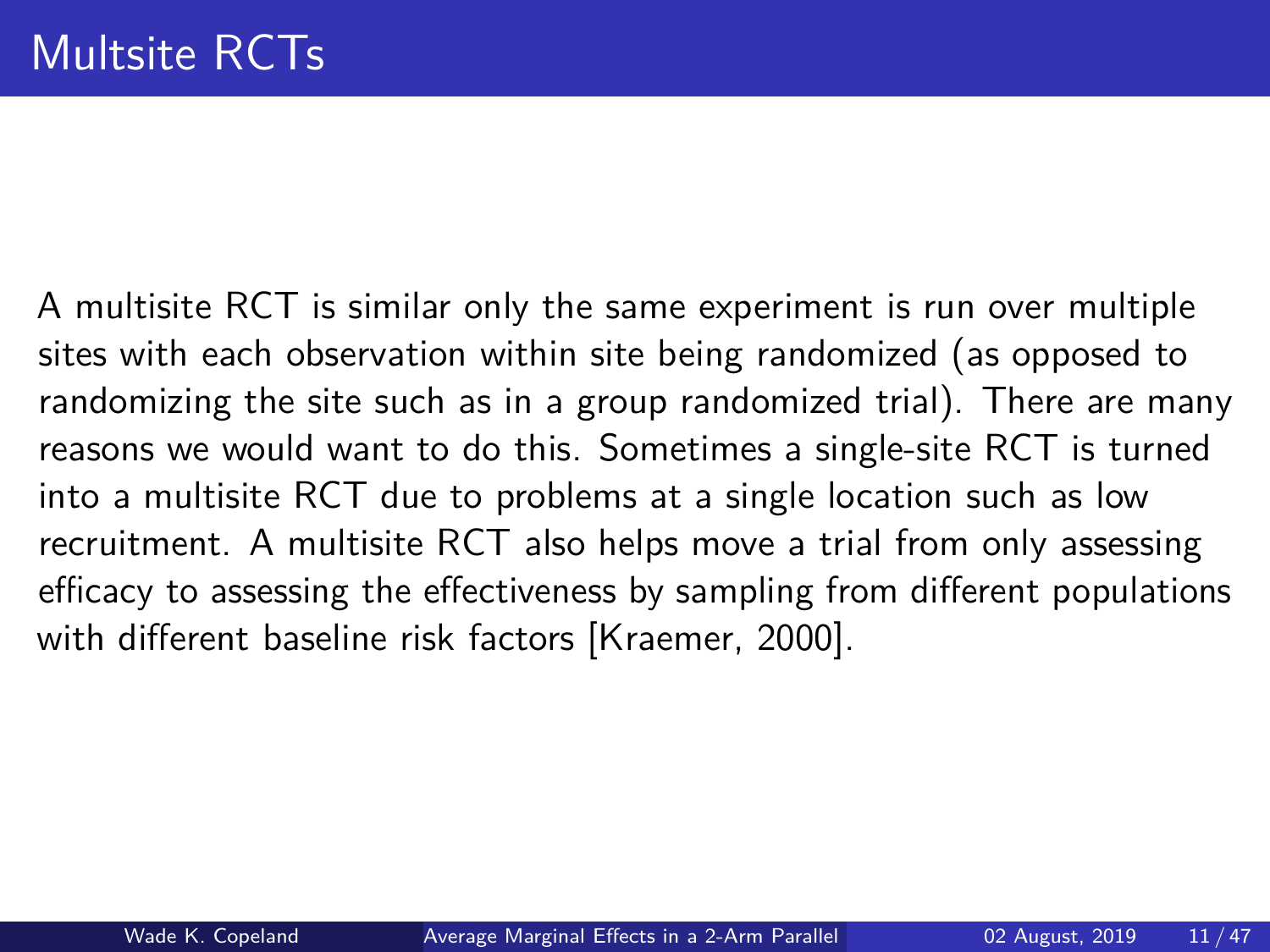# Multsite RCTs

A multisite RCT is similar only the same experiment is run over multiple sites with each observation within site being randomized (as opposed to randomizing the site such as in a group randomized trial). There are many reasons we would want to do this. Sometimes a single-site RCT is turned into a multisite RCT due to problems at a single location such as low recruitment. A multisite RCT also helps move a trial from only assessing efficacy to assessing the effectiveness by sampling from different populations with different baseline risk factors [Kraemer, 2000].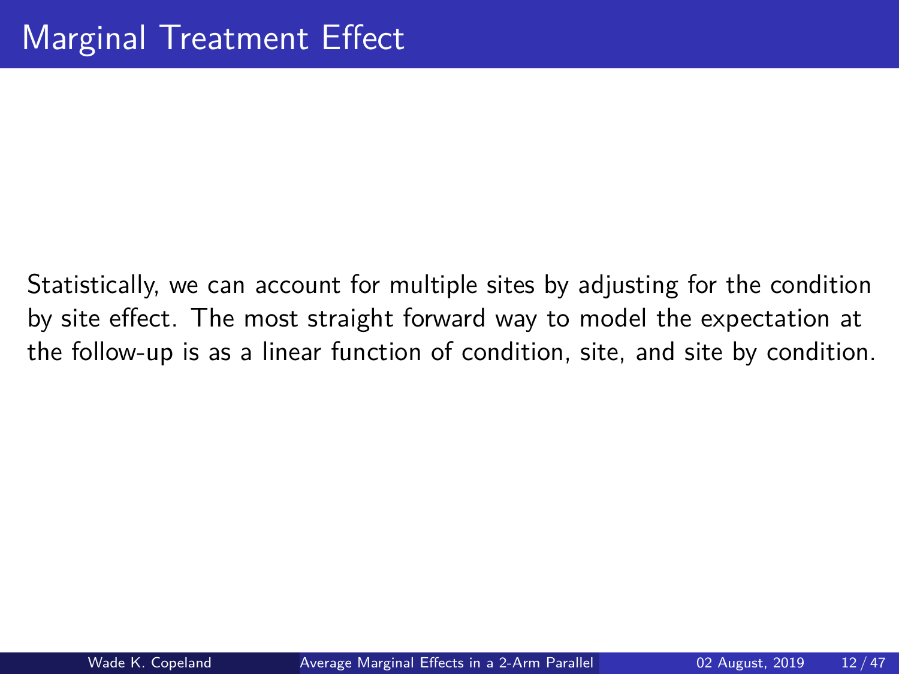# Marginal Treatment Effect

Statistically, we can account for multiple sites by adjusting for the condition by site effect. The most straight forward way to model the expectation at the follow-up is as a linear function of condition, site, and site by condition.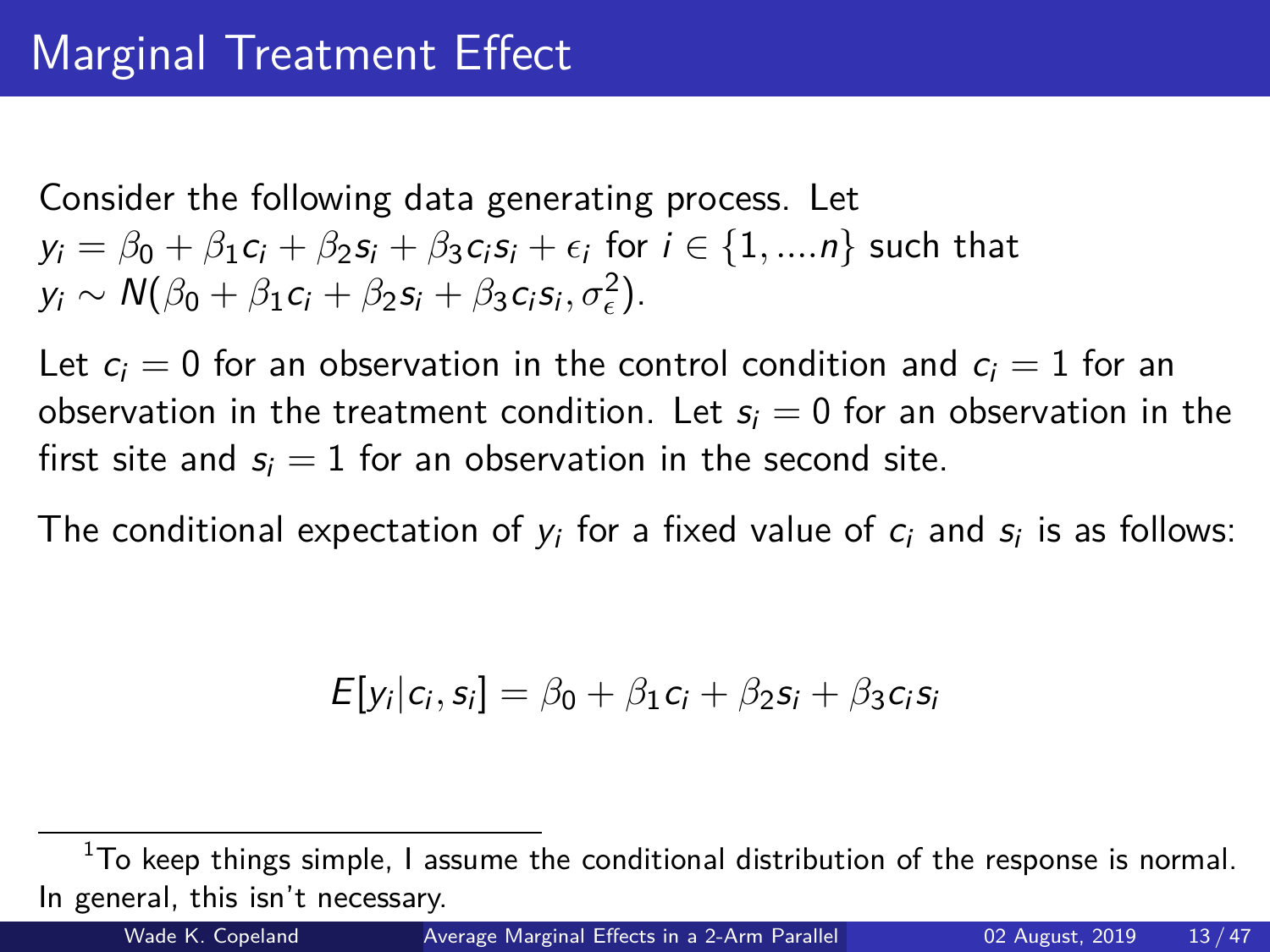# Marginal Treatment Effect

Consider the following data generating process. Let $y_i = \beta_0 + \beta_1 c_i + \beta_2 s_i + \beta_3 c_i s_i + \epsilon_i$ for $i \in \{1, ....n\}$ such that $y_i \sim N(\beta_0 + \beta_1 c_i + \beta_2 s_i + \beta_3 c_i s_i, \sigma_\epsilon^2)$.

Let $c_i = 0$ for an observation in the control condition and $c_i = 1$ for an observation in the treatment condition. Let $s_i = 0$ for an observation in the first site and $s_i = 1$ for an observation in the second site.

The conditional expectation of $y_i$ for a fixed value of $c_i$ and $s_i$ is as follows:

$$E[y_i | c_i, s_i] = \beta_0 + \beta_1 c_i + \beta_2 s_i + \beta_3 c_i s_i$$

---

[1] To keep things simple, I assume the conditional distribution of the response is normal. In general, this isn't necessary.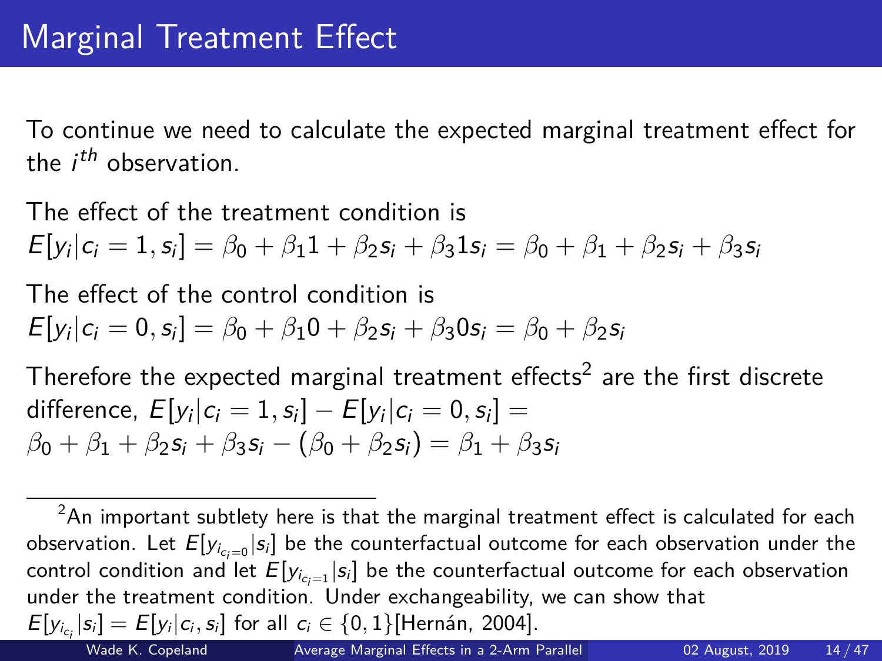# Marginal Treatment Effect

To continue we need to calculate the expected marginal treatment effect for the $i^{th}$ observation.

The effect of the treatment condition is
$E[y_i|c_i = 1, s_i] = \beta_0 + \beta_1 1 + \beta_2 s_i + \beta_3 1 s_i = \beta_0 + \beta_1 + \beta_2 s_i + \beta_3 s_i$

The effect of the control condition is
$E[y_i|c_i = 0, s_i] = \beta_0 + \beta_1 0 + \beta_2 s_i + \beta_3 0 s_i = \beta_0 + \beta_2 s_i$

Therefore the expected marginal treatment effects[2] are the first discrete difference, $E[y_i|c_i = 1, s_i] - E[y_i|c_i = 0, s_i] =$
$\beta_0 + \beta_1 + \beta_2 s_i + \beta_3 s_i - (\beta_0 + \beta_2 s_i) = \beta_1 + \beta_3 s_i$

---

[2] An important subtlety here is that the marginal treatment effect is calculated for each observation. Let $E[y_{i_{c_i=0}}|s_i]$ be the counterfactual outcome for each observation under the control condition and let $E[y_{i_{c_i=1}}|s_i]$ be the counterfactual outcome for each observation under the treatment condition. Under exchangeability, we can show that $E[y_{i_{c_i}}|s_i] = E[y_i|c_i, s_i]$ for all $c_i \in \{0, 1\}$[Hernán, 2004].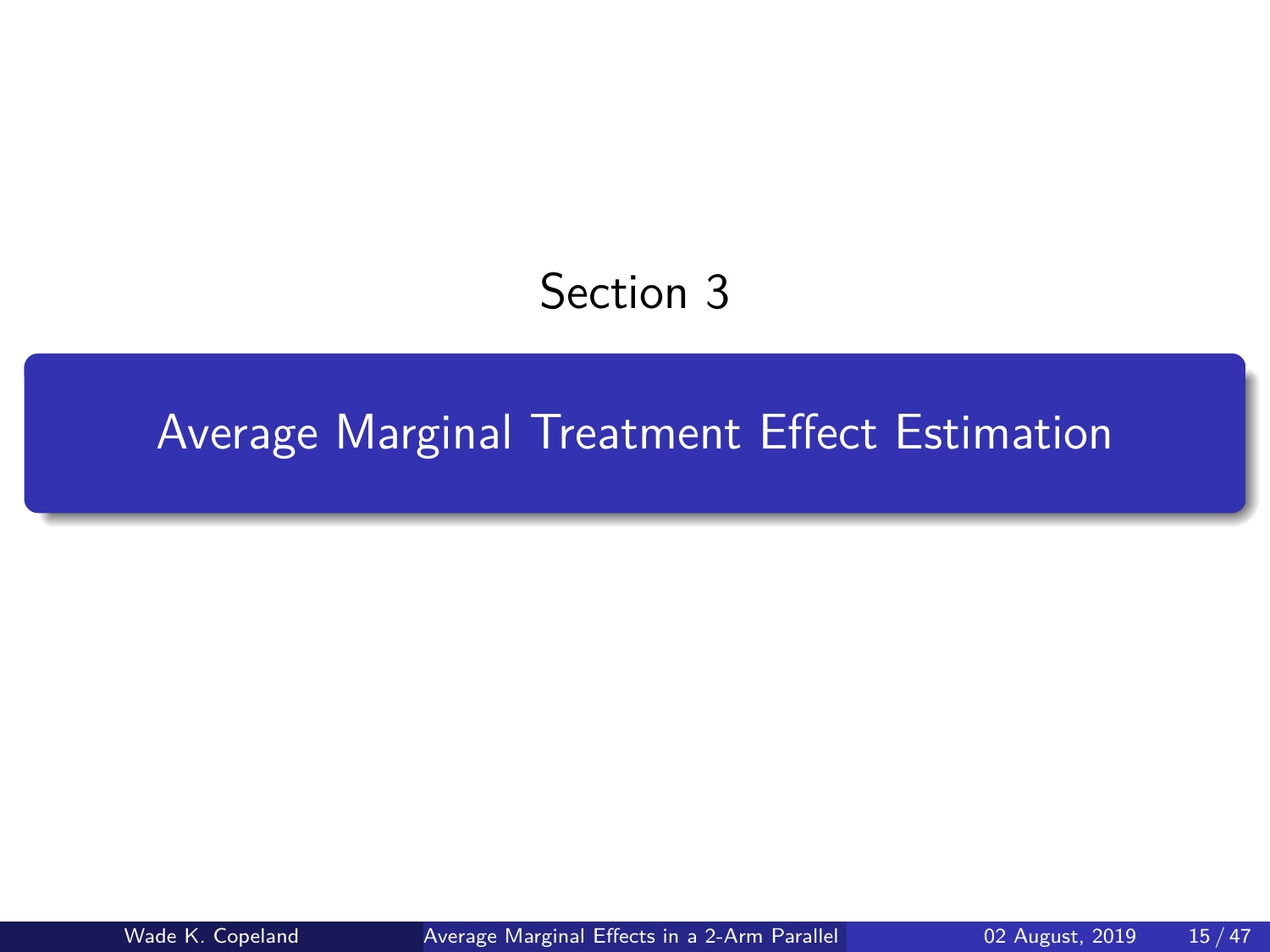Section 3

# Average Marginal Treatment Effect Estimation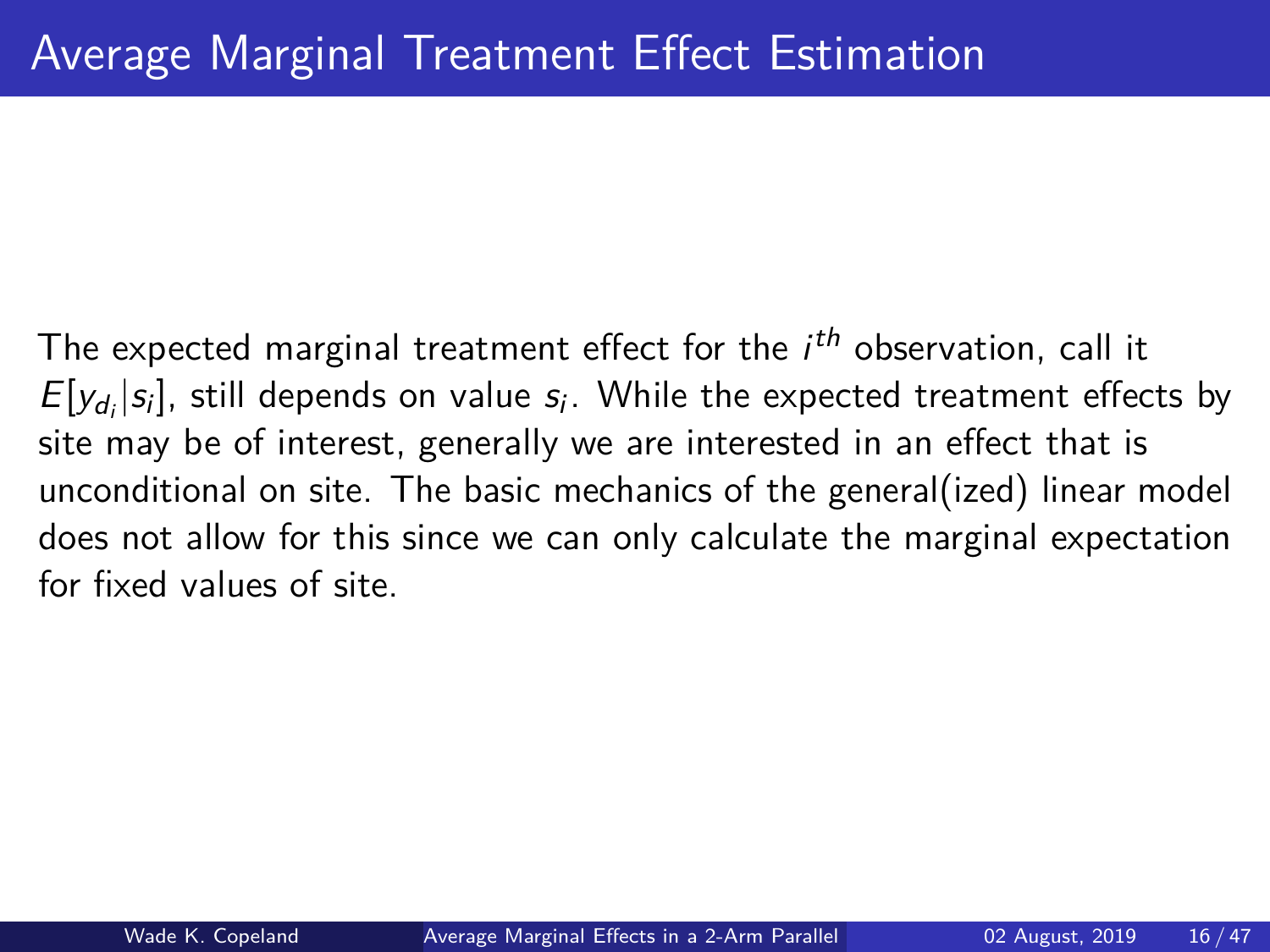# Average Marginal Treatment Effect Estimation

The expected marginal treatment effect for the $i^{th}$ observation, call it $E[y_{d_i}|s_i]$, still depends on value $s_i$. While the expected treatment effects by site may be of interest, generally we are interested in an effect that is unconditional on site. The basic mechanics of the general(ized) linear model does not allow for this since we can only calculate the marginal expectation for fixed values of site.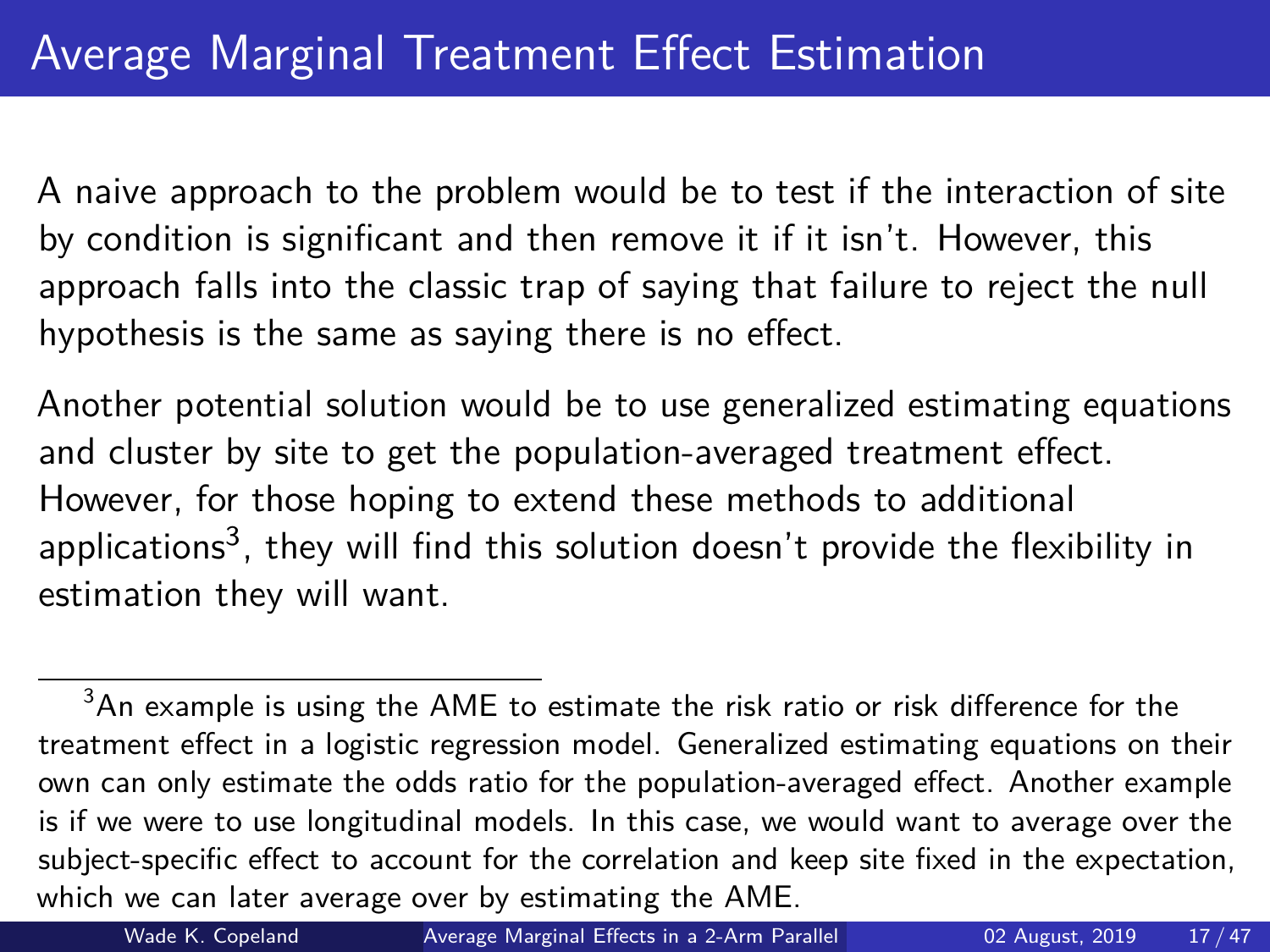# Average Marginal Treatment Effect Estimation

A naive approach to the problem would be to test if the interaction of site by condition is significant and then remove it if it isn't. However, this approach falls into the classic trap of saying that failure to reject the null hypothesis is the same as saying there is no effect.

Another potential solution would be to use generalized estimating equations and cluster by site to get the population-averaged treatment effect. However, for those hoping to extend these methods to additional applications[3], they will find this solution doesn't provide the flexibility in estimation they will want.

---

[3] An example is using the AME to estimate the risk ratio or risk difference for the treatment effect in a logistic regression model. Generalized estimating equations on their own can only estimate the odds ratio for the population-averaged effect. Another example is if we were to use longitudinal models. In this case, we would want to average over the subject-specific effect to account for the correlation and keep site fixed in the expectation, which we can later average over by estimating the AME.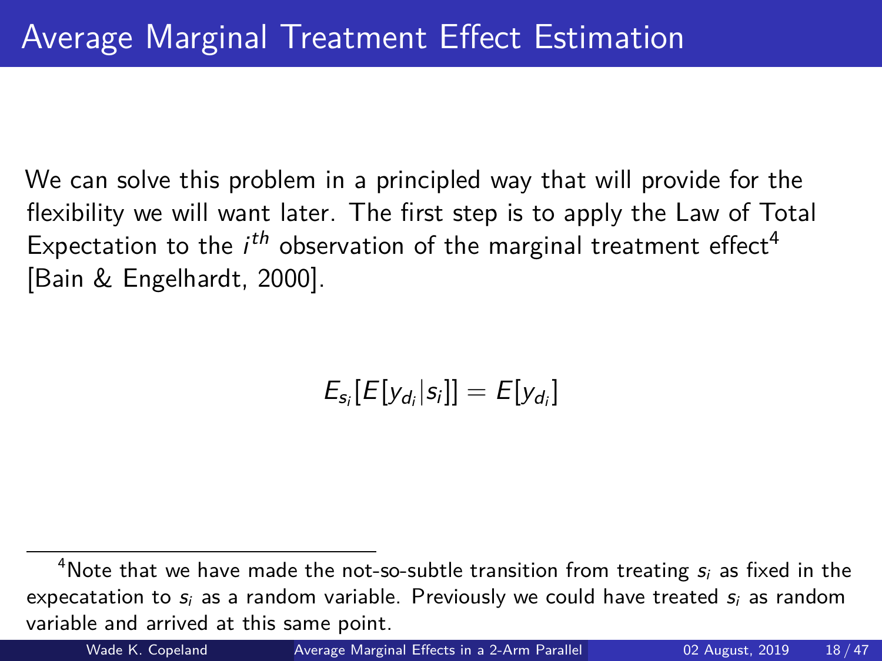# Average Marginal Treatment Effect Estimation

We can solve this problem in a principled way that will provide for the flexibility we will want later. The first step is to apply the Law of Total Expectation to the $i^{th}$ observation of the marginal treatment effect[4] [Bain & Engelhardt, 2000].

$$E_{s_i}[E[y_{d_i}|s_i]] = E[y_{d_i}]$$

[4] Note that we have made the not-so-subtle transition from treating $s_i$ as fixed in the expecatation to $s_i$ as a random variable. Previously we could have treated $s_i$ as random variable and arrived at this same point.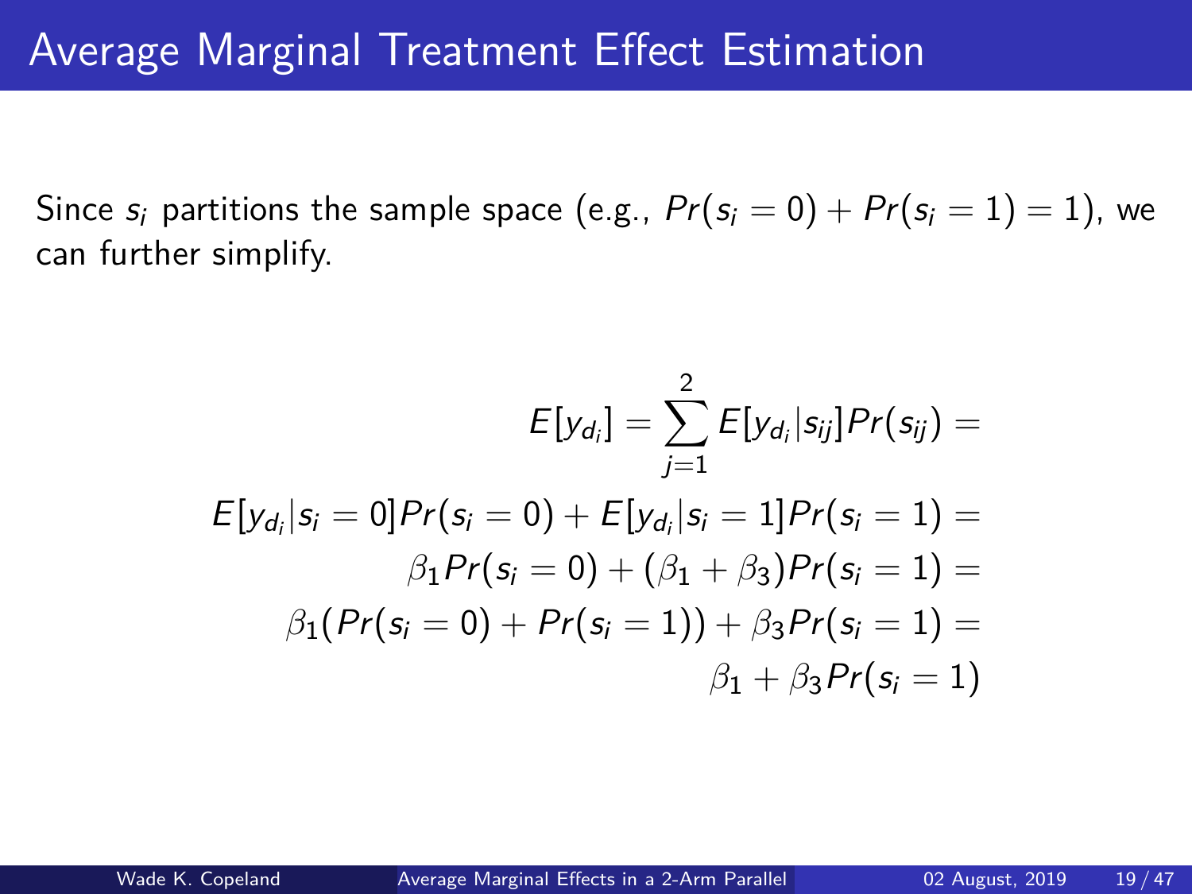# Average Marginal Treatment Effect Estimation

Since $s_i$ partitions the sample space (e.g., $Pr(s_i = 0) + Pr(s_i = 1) = 1$), we can further simplify.

$$
\begin{aligned}
E[y_{d_i}] = \sum_{j=1}^{2} E[y_{d_i}|s_{ij}]Pr(s_{ij}) &= \\
E[y_{d_i}|s_i = 0]Pr(s_i = 0) + E[y_{d_i}|s_i = 1]Pr(s_i = 1) &= \\
\beta_1 Pr(s_i = 0) + (\beta_1 + \beta_3)Pr(s_i = 1) &= \\
\beta_1(Pr(s_i = 0) + Pr(s_i = 1)) + \beta_3 Pr(s_i = 1) &= \\
\beta_1 + \beta_3 Pr(s_i = 1)
\end{aligned}
$$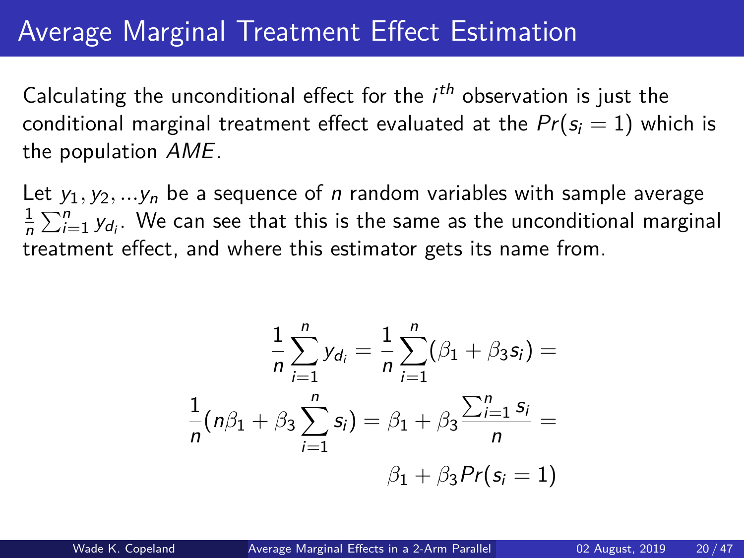# Average Marginal Treatment Effect Estimation

Calculating the unconditional effect for the $i^{th}$ observation is just the conditional marginal treatment effect evaluated at the $Pr(s_i = 1)$ which is the population $AME$.

Let $y_1, y_2, ...y_n$ be a sequence of $n$ random variables with sample average $\frac{1}{n}\sum_{i=1}^{n} y_{d_i}$. We can see that this is the same as the unconditional marginal treatment effect, and where this estimator gets its name from.

$$
\frac{1}{n}\sum_{i=1}^{n} y_{d_i} = \frac{1}{n}\sum_{i=1}^{n}(\beta_1 + \beta_3 s_i) =
$$

$$
\frac{1}{n}(n\beta_1 + \beta_3 \sum_{i=1}^{n} s_i) = \beta_1 + \beta_3 \frac{\sum_{i=1}^{n} s_i}{n} =
$$

$$
\beta_1 + \beta_3 Pr(s_i = 1)
$$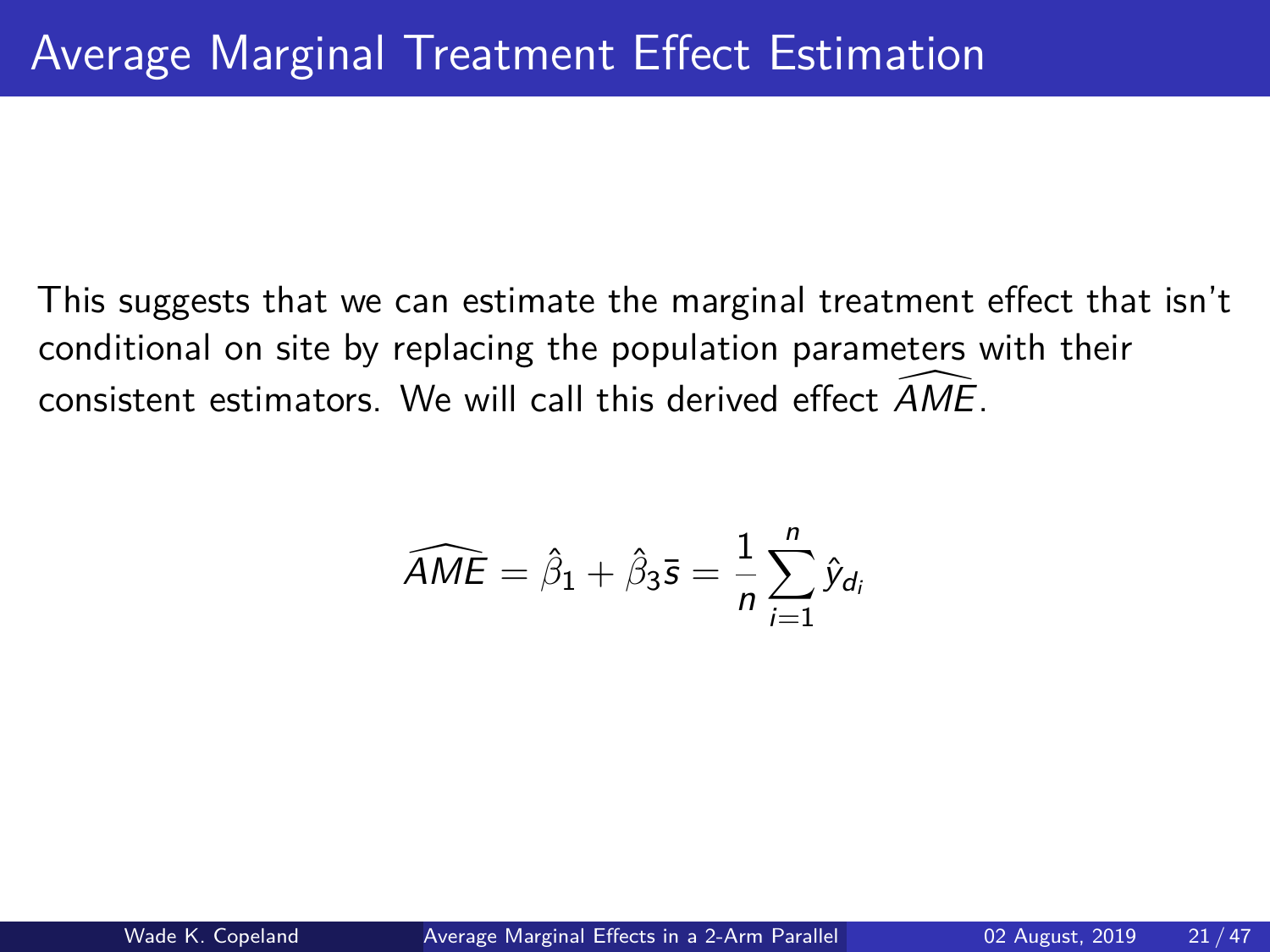# Average Marginal Treatment Effect Estimation

This suggests that we can estimate the marginal treatment effect that isn't conditional on site by replacing the population parameters with their consistent estimators. We will call this derived effect $\widehat{AME}$.

$$\widehat{AME} = \hat{\beta}_1 + \hat{\beta}_3 \bar{s} = \frac{1}{n} \sum_{i=1}^{n} \hat{y}_{d_i}$$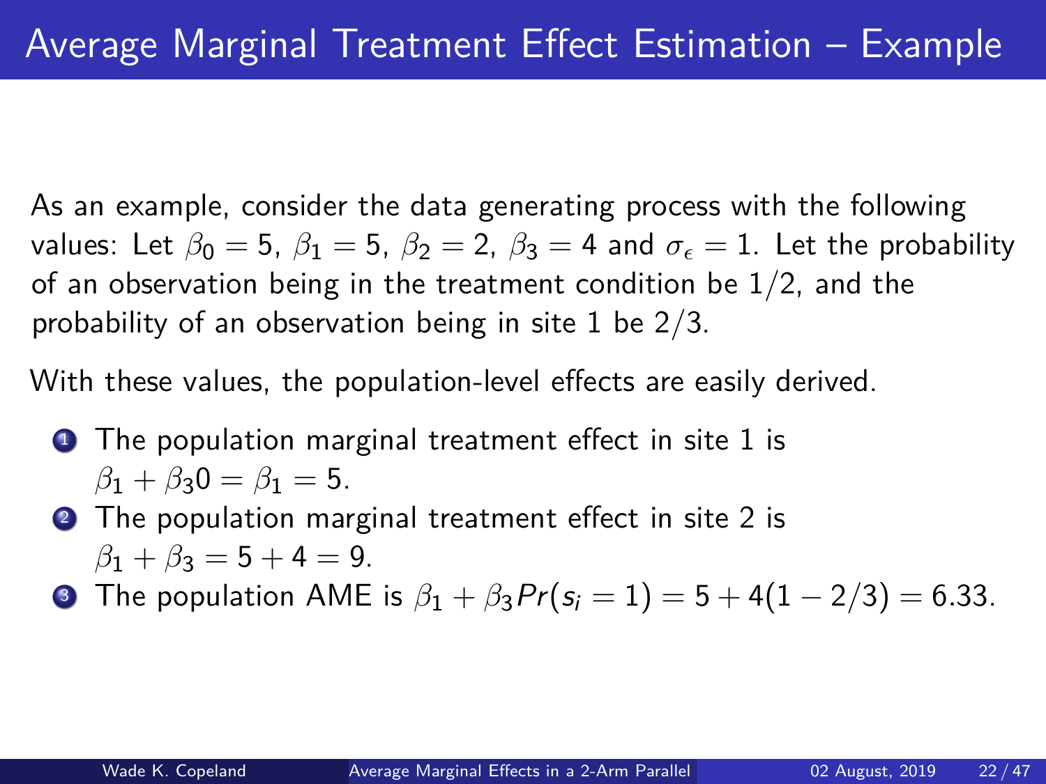# Average Marginal Treatment Effect Estimation – Example

As an example, consider the data generating process with the following values: Let $\beta_0 = 5$, $\beta_1 = 5$, $\beta_2 = 2$, $\beta_3 = 4$ and $\sigma_\epsilon = 1$. Let the probability of an observation being in the treatment condition be $1/2$, and the probability of an observation being in site 1 be $2/3$.

With these values, the population-level effects are easily derived.

1. The population marginal treatment effect in site 1 is $\beta_1 + \beta_3 0 = \beta_1 = 5$.
2. The population marginal treatment effect in site 2 is $\beta_1 + \beta_3 = 5 + 4 = 9$.
3. The population AME is $\beta_1 + \beta_3 Pr(s_i = 1) = 5 + 4(1 - 2/3) = 6.33$.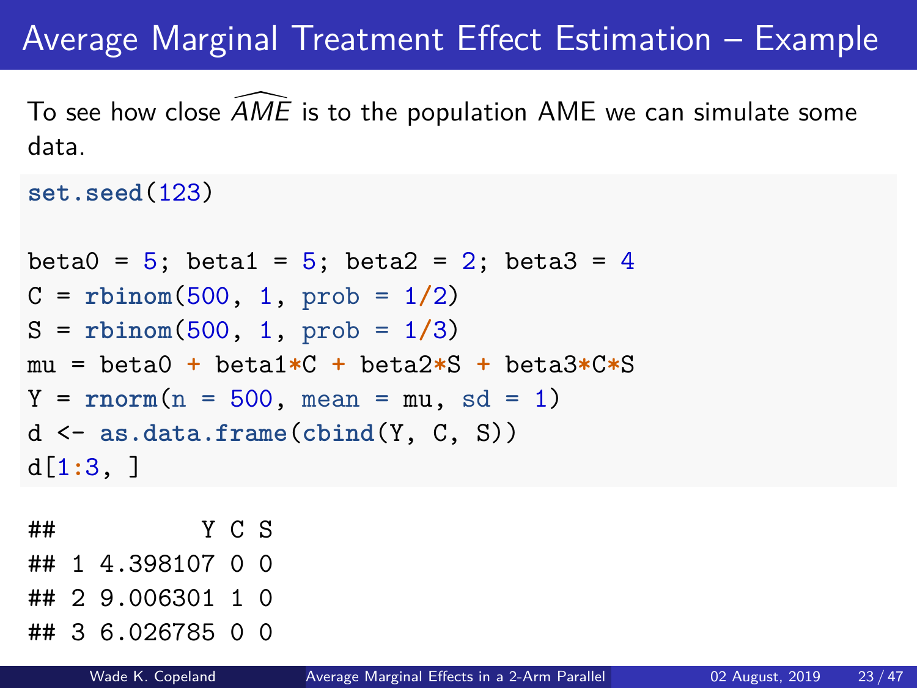# Average Marginal Treatment Effect Estimation – Example

To see how close $\widehat{AME}$ is to the population AME we can simulate some data.

```
set.seed(123)

beta0 = 5; beta1 = 5; beta2 = 2; beta3 = 4
C = rbinom(500, 1, prob = 1/2)
S = rbinom(500, 1, prob = 1/3)
mu = beta0 + beta1*C + beta2*S + beta3*C*S
Y = rnorm(n = 500, mean = mu, sd = 1)
d <- as.data.frame(cbind(Y, C, S))
d[1:3, ]
```

```
##          Y C S
## 1 4.398107 0 0
## 2 9.006301 1 0
## 3 6.026785 0 0
```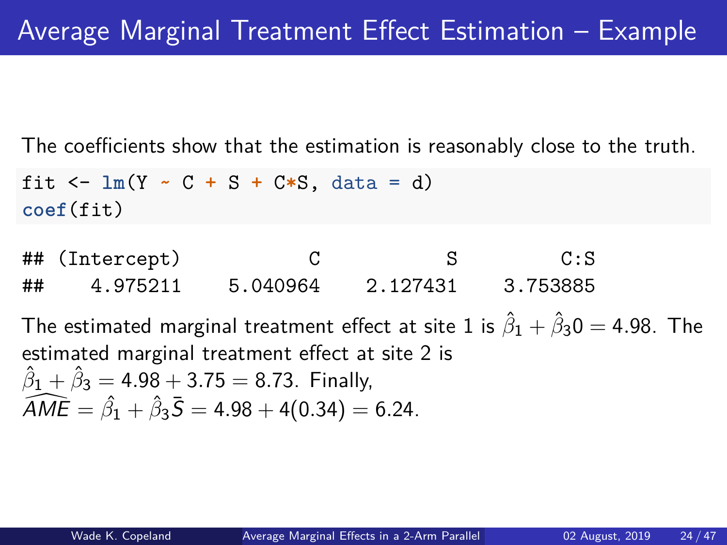# Average Marginal Treatment Effect Estimation – Example

The coefficients show that the estimation is reasonably close to the truth.

```
fit <- lm(Y ~ C + S + C*S, data = d)
coef(fit)
```

```
## (Intercept)           C           S         C:S
##    4.975211    5.040964    2.127431    3.753885
```

The estimated marginal treatment effect at site 1 is $\hat{\beta}_1 + \hat{\beta}_3 0 = 4.98$. The estimated marginal treatment effect at site 2 is $\hat{\beta}_1 + \hat{\beta}_3 = 4.98 + 3.75 = 8.73$. Finally, $\widehat{AME} = \hat{\beta}_1 + \hat{\beta}_3 \bar{S} = 4.98 + 4(0.34) = 6.24$.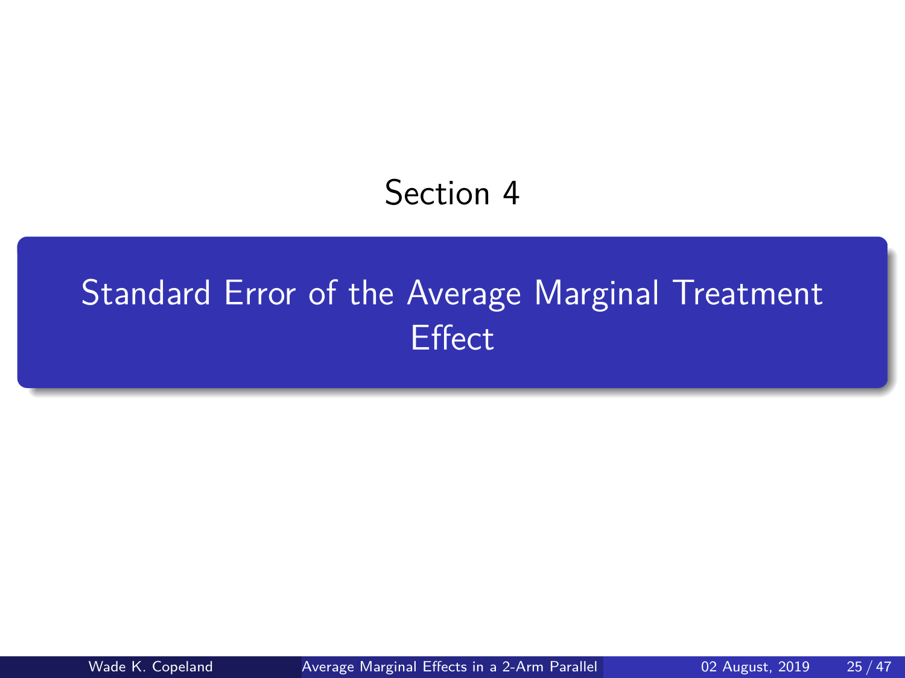Section 4

# Standard Error of the Average Marginal Treatment Effect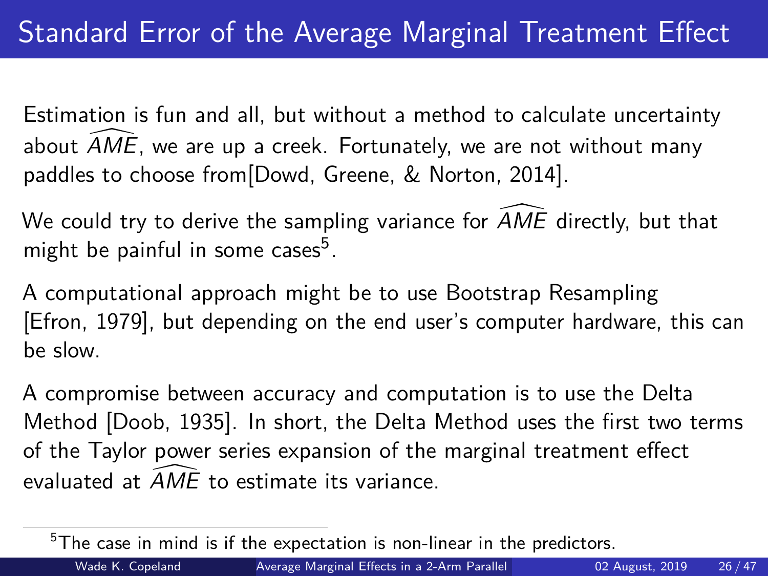# Standard Error of the Average Marginal Treatment Effect

Estimation is fun and all, but without a method to calculate uncertainty about $\widehat{AME}$, we are up a creek. Fortunately, we are not without many paddles to choose from[Dowd, Greene, & Norton, 2014].

We could try to derive the sampling variance for $\widehat{AME}$ directly, but that might be painful in some cases[5].

A computational approach might be to use Bootstrap Resampling [Efron, 1979], but depending on the end user's computer hardware, this can be slow.

A compromise between accuracy and computation is to use the Delta Method [Doob, 1935]. In short, the Delta Method uses the first two terms of the Taylor power series expansion of the marginal treatment effect evaluated at $\widehat{AME}$ to estimate its variance.

[5] The case in mind is if the expectation is non-linear in the predictors.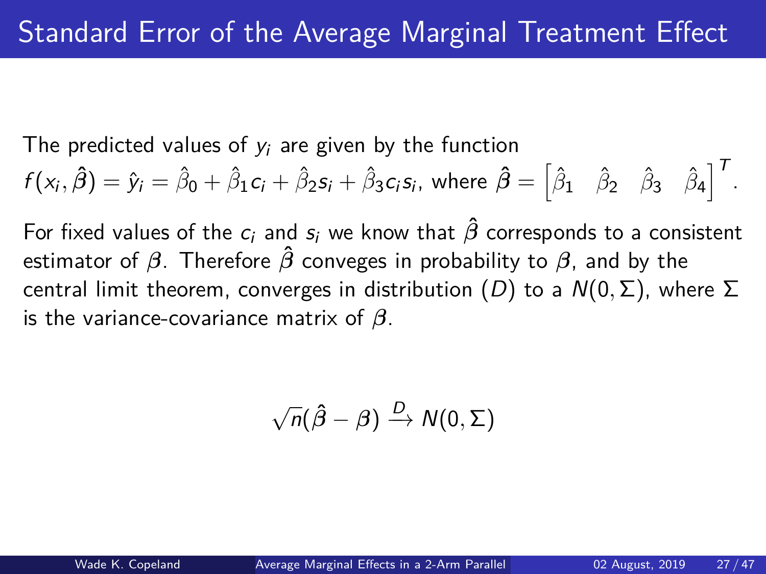# Standard Error of the Average Marginal Treatment Effect

The predicted values of $y_i$ are given by the function $f(x_i, \hat{\boldsymbol{\beta}}) = \hat{y}_i = \hat{\beta}_0 + \hat{\beta}_1 c_i + \hat{\beta}_2 s_i + \hat{\beta}_3 c_i s_i$, where $\hat{\boldsymbol{\beta}} = \begin{bmatrix} \hat{\beta}_1 & \hat{\beta}_2 & \hat{\beta}_3 & \hat{\beta}_4 \end{bmatrix}^T$.

For fixed values of the $c_i$ and $s_i$ we know that $\hat{\boldsymbol{\beta}}$ corresponds to a consistent estimator of $\boldsymbol{\beta}$. Therefore $\hat{\boldsymbol{\beta}}$ conveges in probability to $\boldsymbol{\beta}$, and by the central limit theorem, converges in distribution $(D)$ to a $N(0, \Sigma)$, where $\Sigma$ is the variance-covariance matrix of $\boldsymbol{\beta}$.

$$\sqrt{n}(\hat{\boldsymbol{\beta}} - \boldsymbol{\beta}) \xrightarrow{D} N(0, \Sigma)$$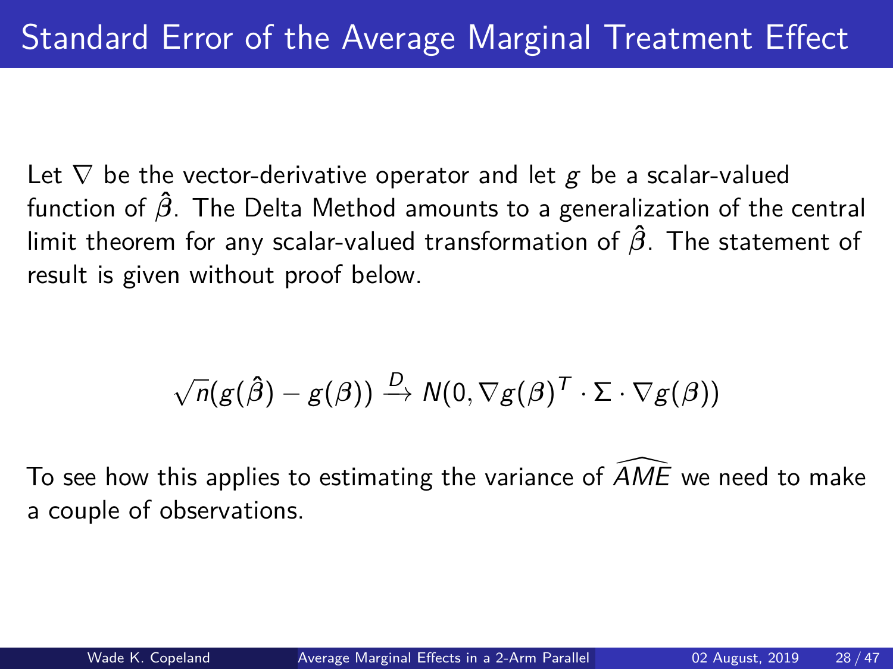# Standard Error of the Average Marginal Treatment Effect

Let $\nabla$ be the vector-derivative operator and let $g$ be a scalar-valued function of $\hat{\beta}$. The Delta Method amounts to a generalization of the central limit theorem for any scalar-valued transformation of $\hat{\beta}$. The statement of result is given without proof below.

$$\sqrt{n}(g(\hat{\beta}) - g(\beta)) \xrightarrow{D} N(0, \nabla g(\beta)^T \cdot \Sigma \cdot \nabla g(\beta))$$

To see how this applies to estimating the variance of $\widehat{AME}$ we need to make a couple of observations.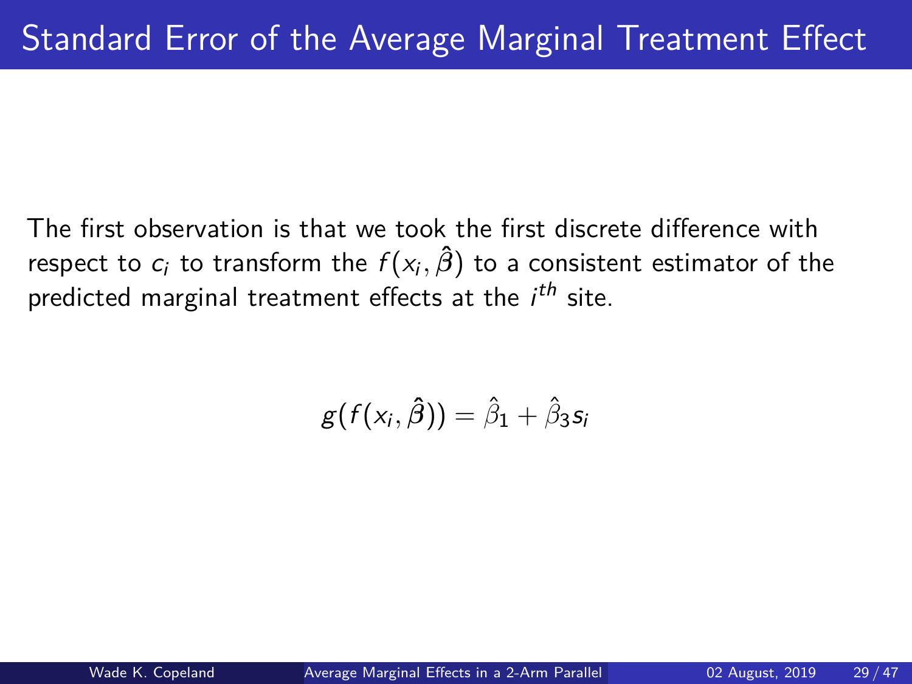# Standard Error of the Average Marginal Treatment Effect

The first observation is that we took the first discrete difference with respect to $c_i$ to transform the $f(x_i, \hat{\boldsymbol{\beta}})$ to a consistent estimator of the predicted marginal treatment effects at the $i^{th}$ site.

$$g(f(x_i, \hat{\boldsymbol{\beta}})) = \hat{\beta}_1 + \hat{\beta}_3 s_i$$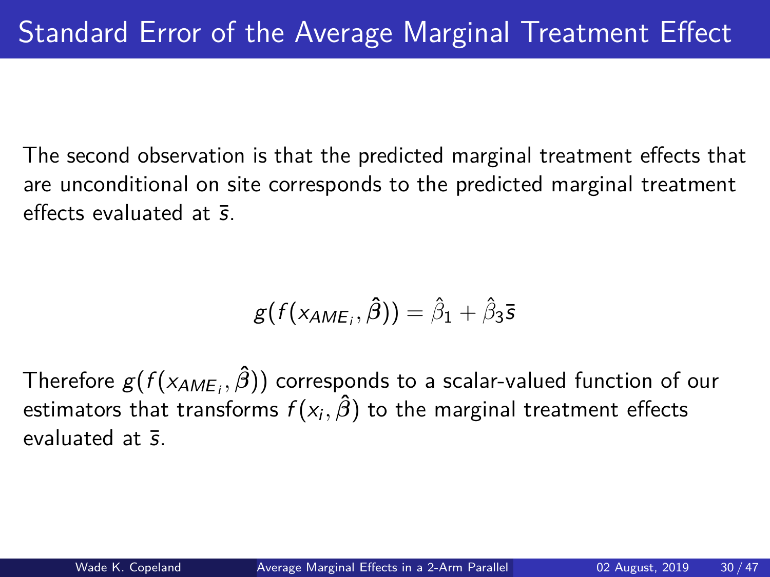# Standard Error of the Average Marginal Treatment Effect

The second observation is that the predicted marginal treatment effects that are unconditional on site corresponds to the predicted marginal treatment effects evaluated at $\bar{s}$.

$$g(f(x_{AME_i}, \hat{\boldsymbol{\beta}})) = \hat{\beta}_1 + \hat{\beta}_3 \bar{s}$$

Therefore $g(f(x_{AME_i}, \hat{\boldsymbol{\beta}}))$ corresponds to a scalar-valued function of our estimators that transforms $f(x_i, \hat{\boldsymbol{\beta}})$ to the marginal treatment effects evaluated at $\bar{s}$.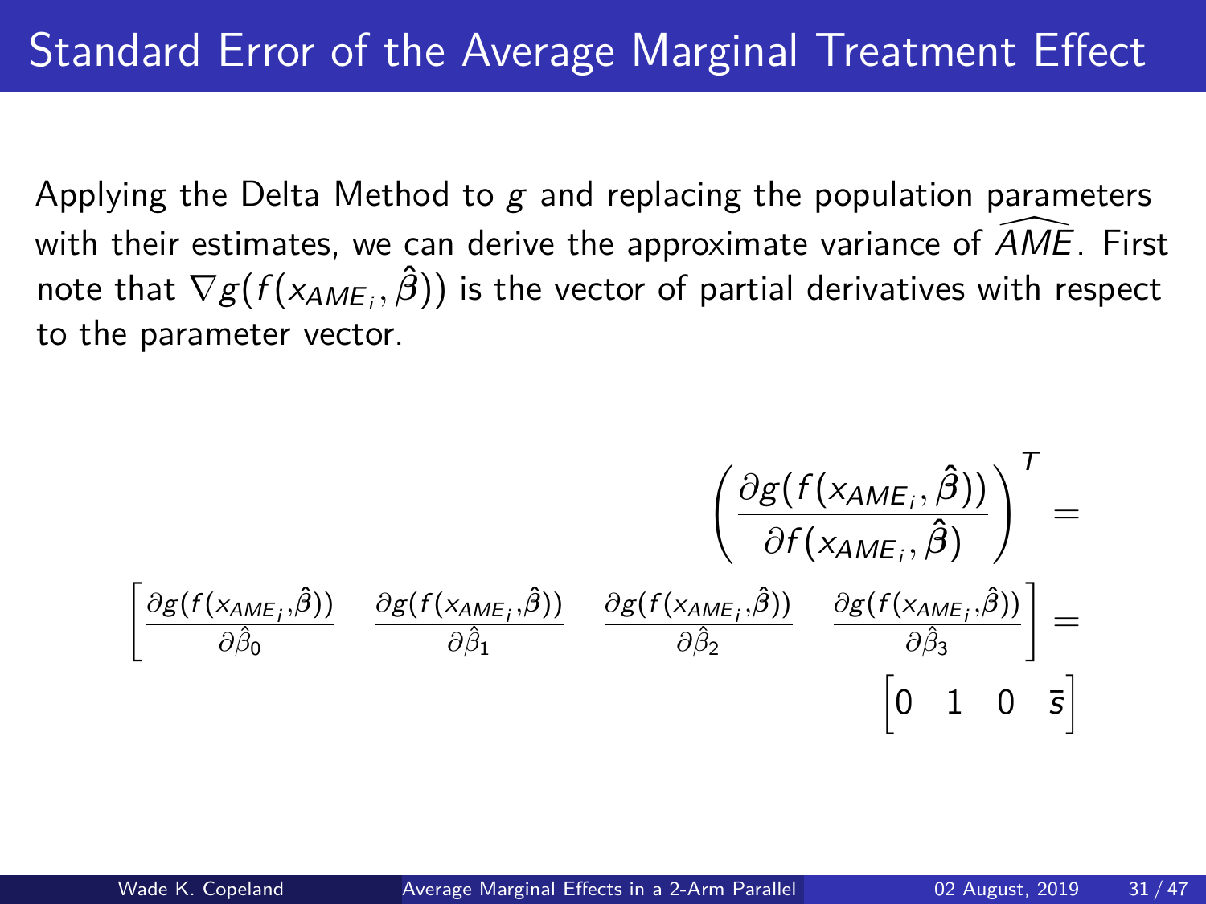# Standard Error of the Average Marginal Treatment Effect

Applying the Delta Method to $g$ and replacing the population parameters with their estimates, we can derive the approximate variance of $\widehat{AME}$. First note that $\nabla g(f(x_{AME_i}, \hat{\beta}))$ is the vector of partial derivatives with respect to the parameter vector.

$$\left(\frac{\partial g(f(x_{AME_i}, \hat{\beta}))}{\partial f(x_{AME_i}, \hat{\beta})}\right)^T =$$

$$\begin{bmatrix} \frac{\partial g(f(x_{AME_i}, \hat{\beta}))}{\partial \hat{\beta}_0} & \frac{\partial g(f(x_{AME_i}, \hat{\beta}))}{\partial \hat{\beta}_1} & \frac{\partial g(f(x_{AME_i}, \hat{\beta}))}{\partial \hat{\beta}_2} & \frac{\partial g(f(x_{AME_i}, \hat{\beta}))}{\partial \hat{\beta}_3} \end{bmatrix} =$$

$$\begin{bmatrix} 0 & 1 & 0 & \bar{s} \end{bmatrix}$$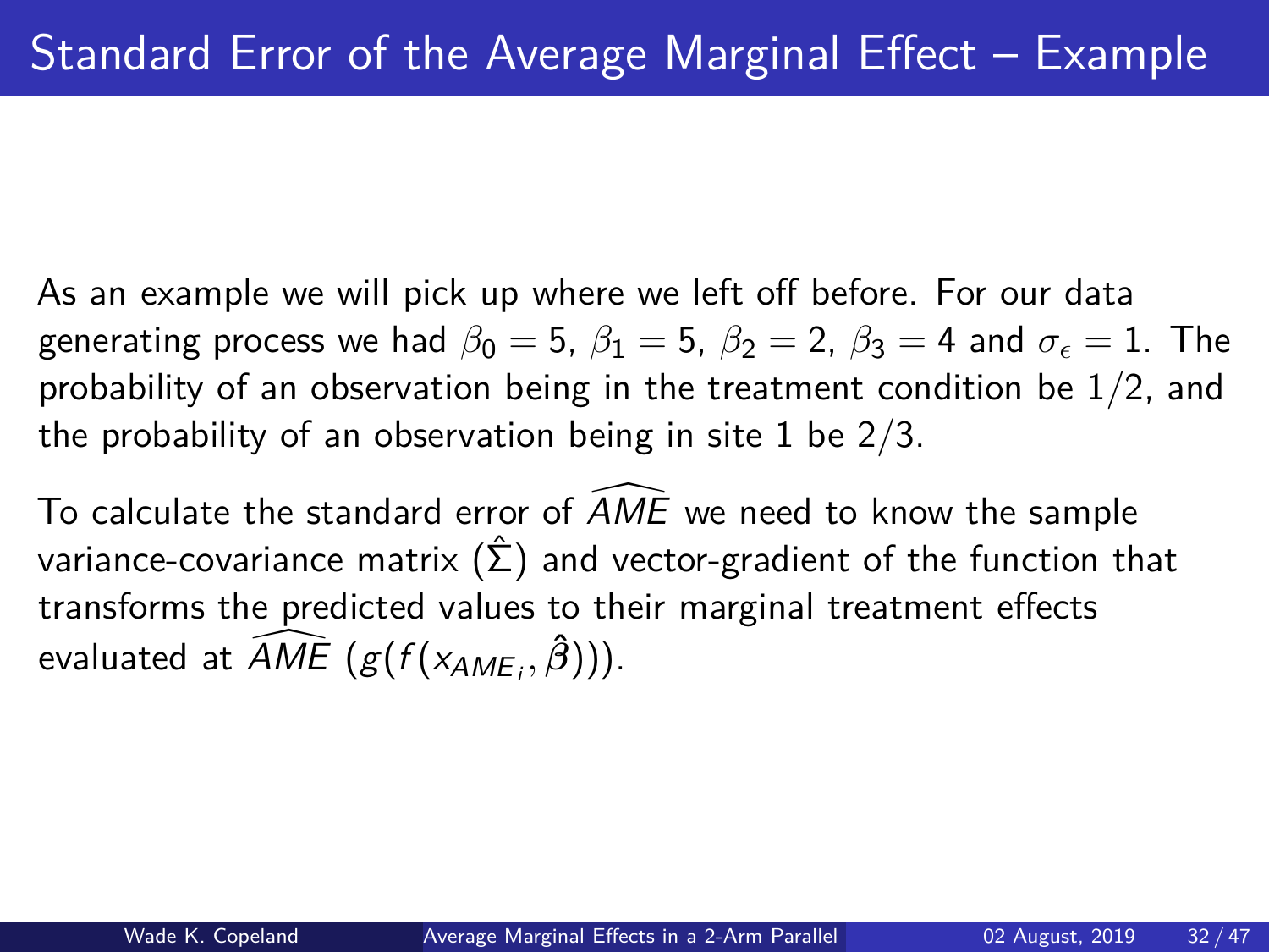# Standard Error of the Average Marginal Effect – Example

As an example we will pick up where we left off before. For our data generating process we had $\beta_0 = 5$, $\beta_1 = 5$, $\beta_2 = 2$, $\beta_3 = 4$ and $\sigma_\epsilon = 1$. The probability of an observation being in the treatment condition be $1/2$, and the probability of an observation being in site 1 be $2/3$.

To calculate the standard error of $\widehat{AME}$ we need to know the sample variance-covariance matrix $(\hat{\Sigma})$ and vector-gradient of the function that transforms the predicted values to their marginal treatment effects evaluated at $\widehat{AME}$ $(g(f(x_{AME_i}, \hat{\beta})))$.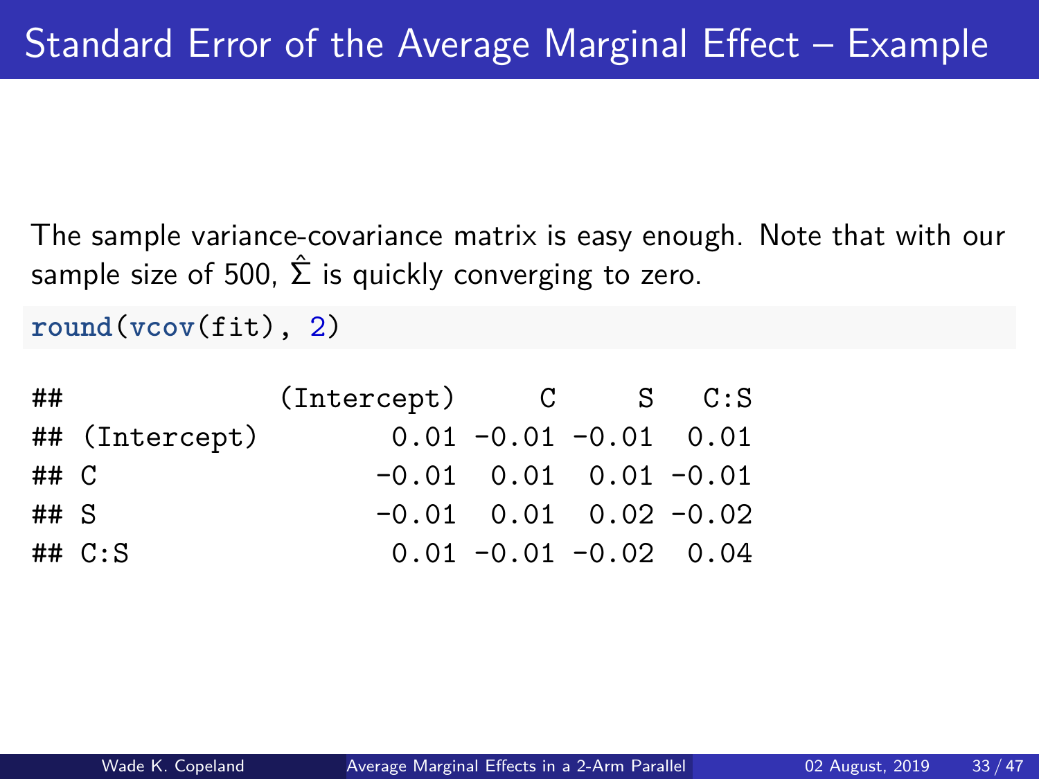# Standard Error of the Average Marginal Effect – Example

The sample variance-covariance matrix is easy enough. Note that with our sample size of 500, $\hat{\Sigma}$ is quickly converging to zero.

```
round(vcov(fit), 2)
```

```
##             (Intercept)     C     S   C:S
## (Intercept)        0.01 -0.01 -0.01  0.01
## C                 -0.01  0.01  0.01 -0.01
## S                 -0.01  0.01  0.02 -0.02
## C:S                0.01 -0.01 -0.02  0.04
```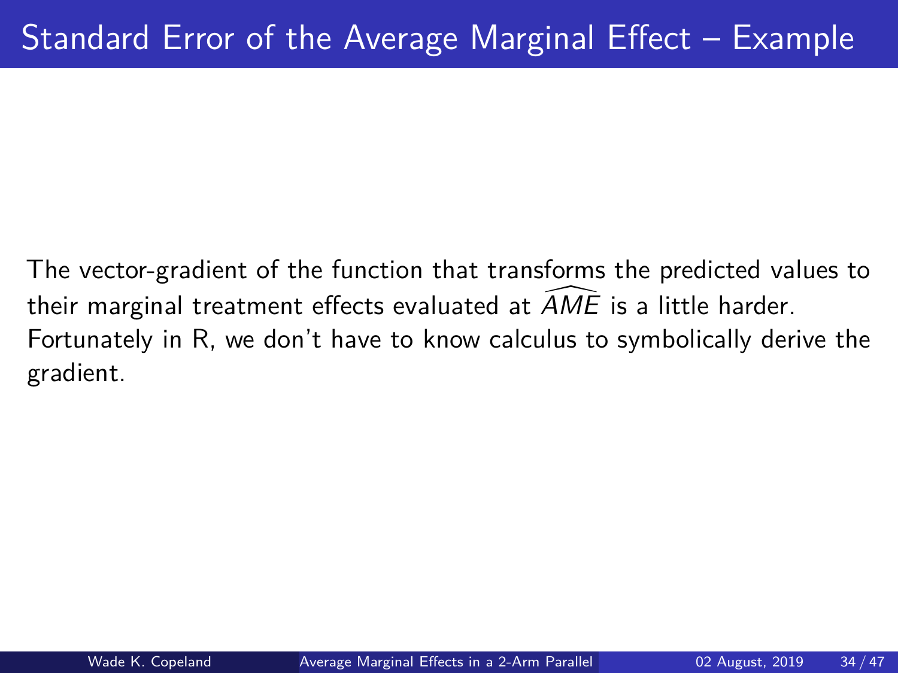# Standard Error of the Average Marginal Effect – Example

The vector-gradient of the function that transforms the predicted values to their marginal treatment effects evaluated at $\widehat{AME}$ is a little harder. Fortunately in R, we don't have to know calculus to symbolically derive the gradient.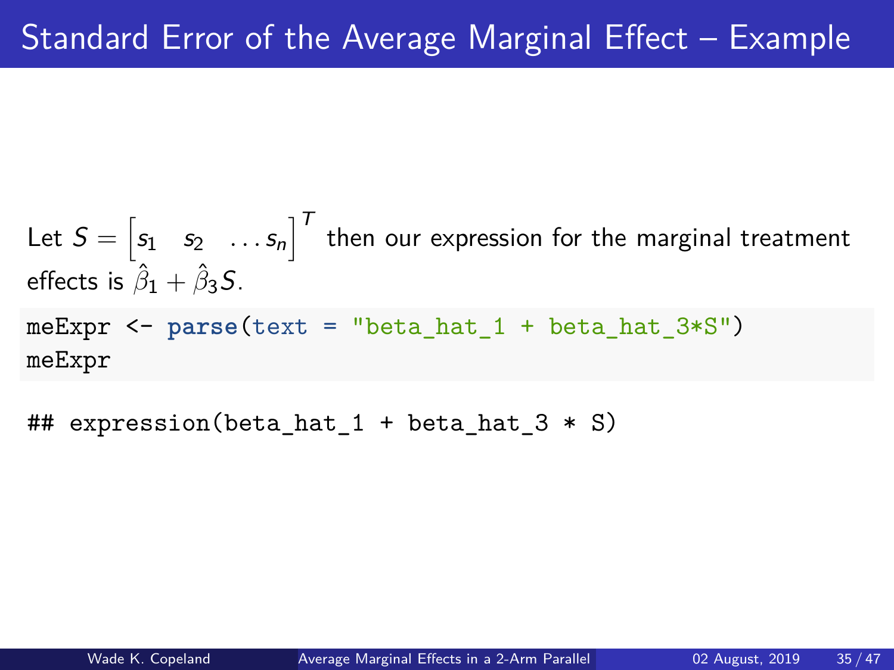# Standard Error of the Average Marginal Effect – Example

Let $S = \begin{bmatrix} s_1 & s_2 & \dots s_n \end{bmatrix}^T$ then our expression for the marginal treatment effects is $\hat{\beta}_1 + \hat{\beta}_3 S$.

```
meExpr <- parse(text = "beta_hat_1 + beta_hat_3*S")
meExpr
```

```
## expression(beta_hat_1 + beta_hat_3 * S)
```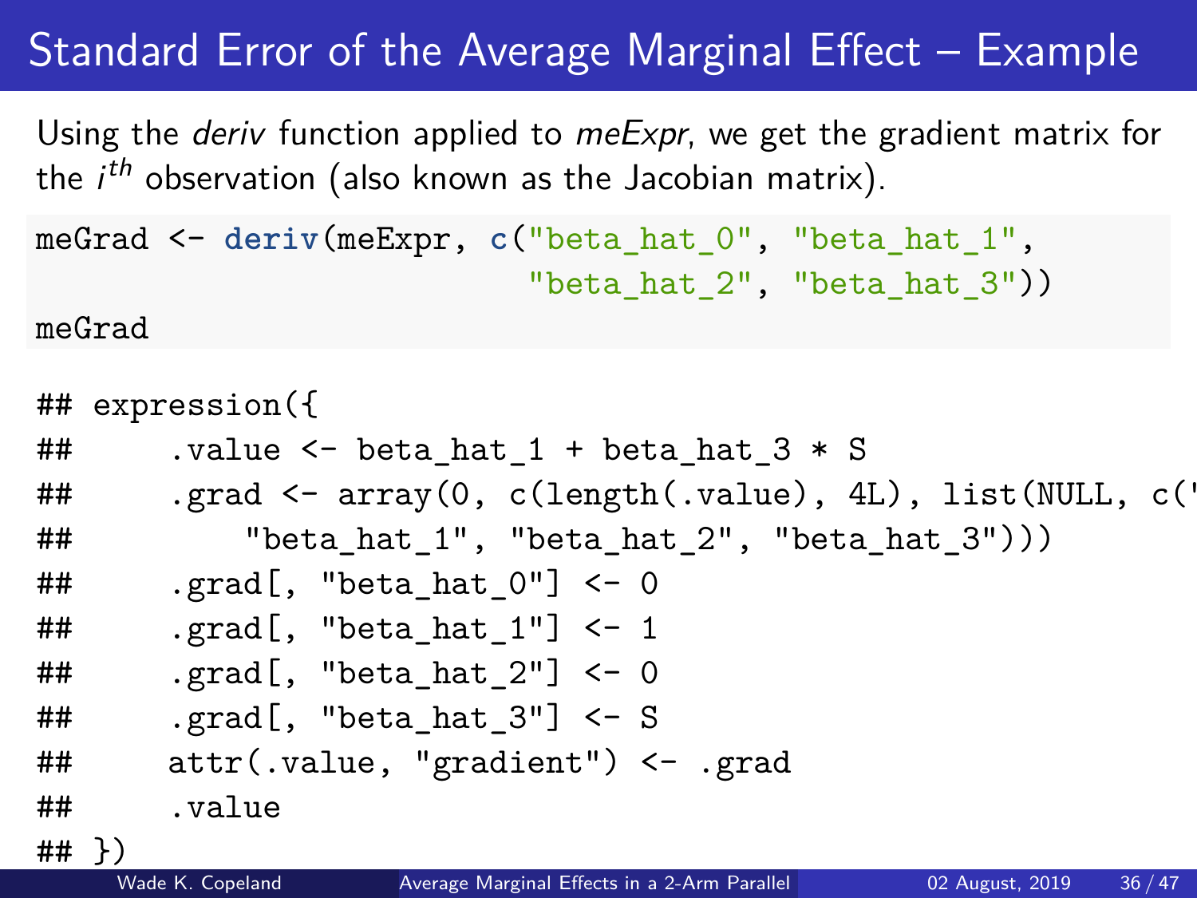# Standard Error of the Average Marginal Effect – Example

Using the *deriv* function applied to *meExpr*, we get the gradient matrix for the $i^{th}$ observation (also known as the Jacobian matrix).

```
meGrad <- deriv(meExpr, c("beta_hat_0", "beta_hat_1",
                          "beta_hat_2", "beta_hat_3"))
meGrad
```

```
## expression({
##     .value <- beta_hat_1 + beta_hat_3 * S
##     .grad <- array(0, c(length(.value), 4L), list(NULL, c('
##         "beta_hat_1", "beta_hat_2", "beta_hat_3")))
##     .grad[, "beta_hat_0"] <- 0
##     .grad[, "beta_hat_1"] <- 1
##     .grad[, "beta_hat_2"] <- 0
##     .grad[, "beta_hat_3"] <- S
##     attr(.value, "gradient") <- .grad
##     .value
## })
```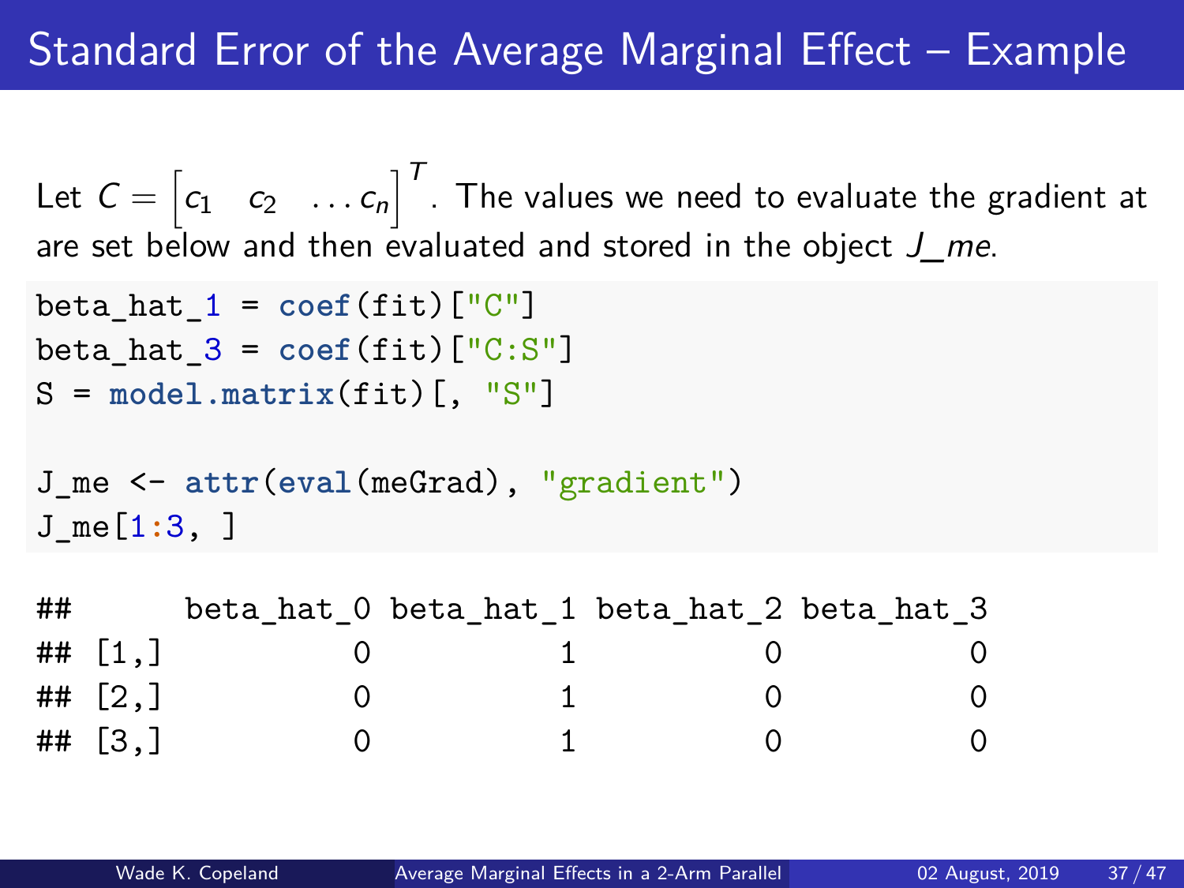# Standard Error of the Average Marginal Effect – Example

Let $C = \begin{bmatrix} c_1 & c_2 & \dots c_n \end{bmatrix}^T$. The values we need to evaluate the gradient at are set below and then evaluated and stored in the object *J_me*.

```
beta_hat_1 = coef(fit)["C"]
beta_hat_3 = coef(fit)["C:S"]
S = model.matrix(fit)[, "S"]

J_me <- attr(eval(meGrad), "gradient")
J_me[1:3, ]
```

```
##      beta_hat_0 beta_hat_1 beta_hat_2 beta_hat_3
## [1,]          0          1          0          0
## [2,]          0          1          0          0
## [3,]          0          1          0          0
```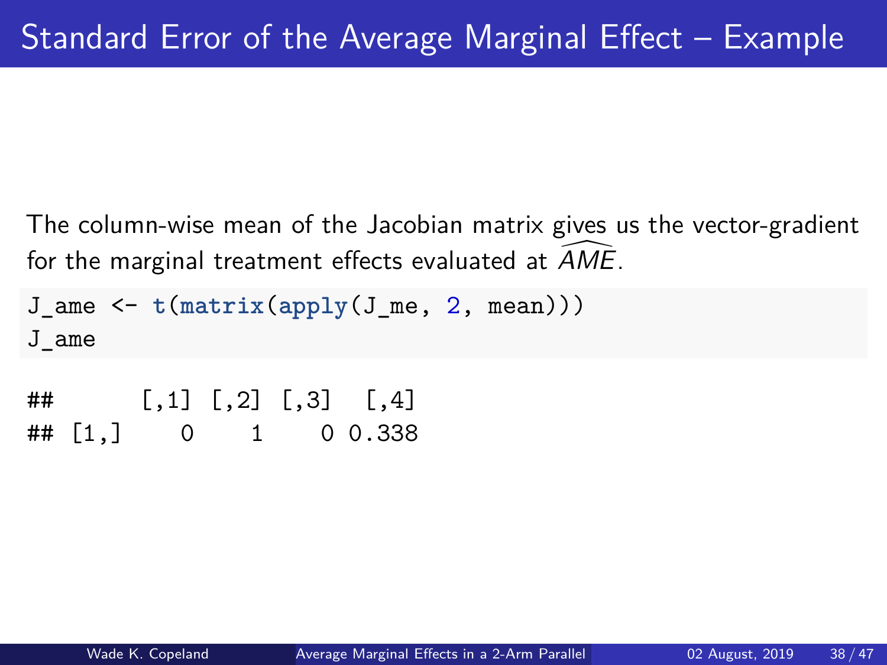# Standard Error of the Average Marginal Effect – Example

The column-wise mean of the Jacobian matrix gives us the vector-gradient for the marginal treatment effects evaluated at $\widehat{AME}$.

```
J_ame <- t(matrix(apply(J_me, 2, mean)))
J_ame
```

```
##      [,1] [,2] [,3]  [,4]
## [1,]    0    1    0 0.338
```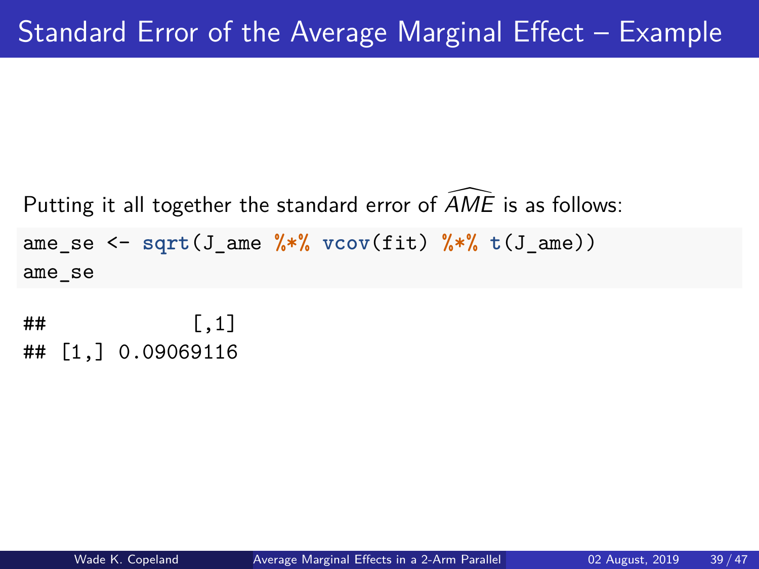# Standard Error of the Average Marginal Effect – Example

Putting it all together the standard error of $\widehat{AME}$ is as follows:

```
ame_se <- sqrt(J_ame %*% vcov(fit) %*% t(J_ame))
ame_se
```

```
##             [,1]
## [1,] 0.09069116
```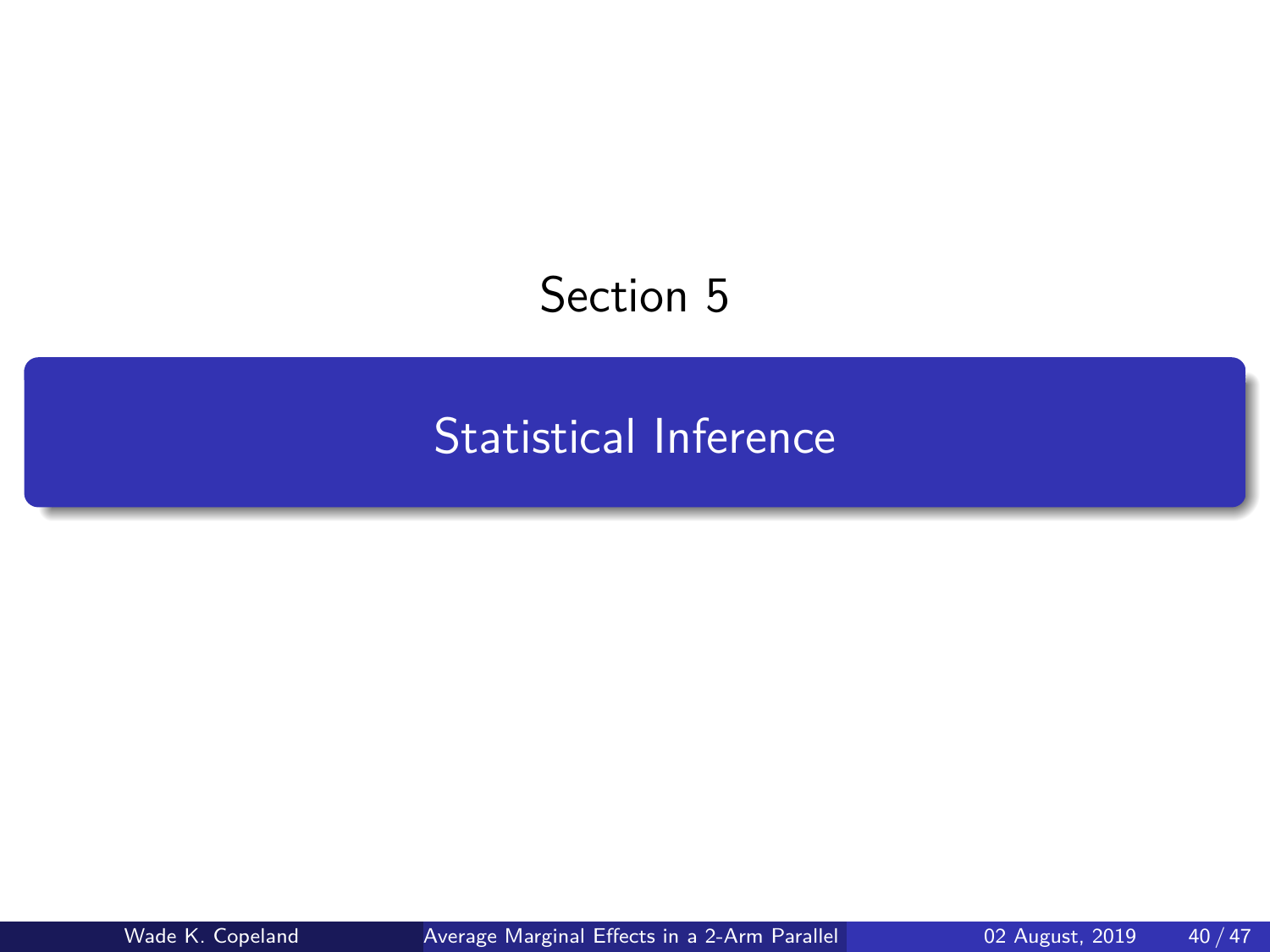Section 5

# Statistical Inference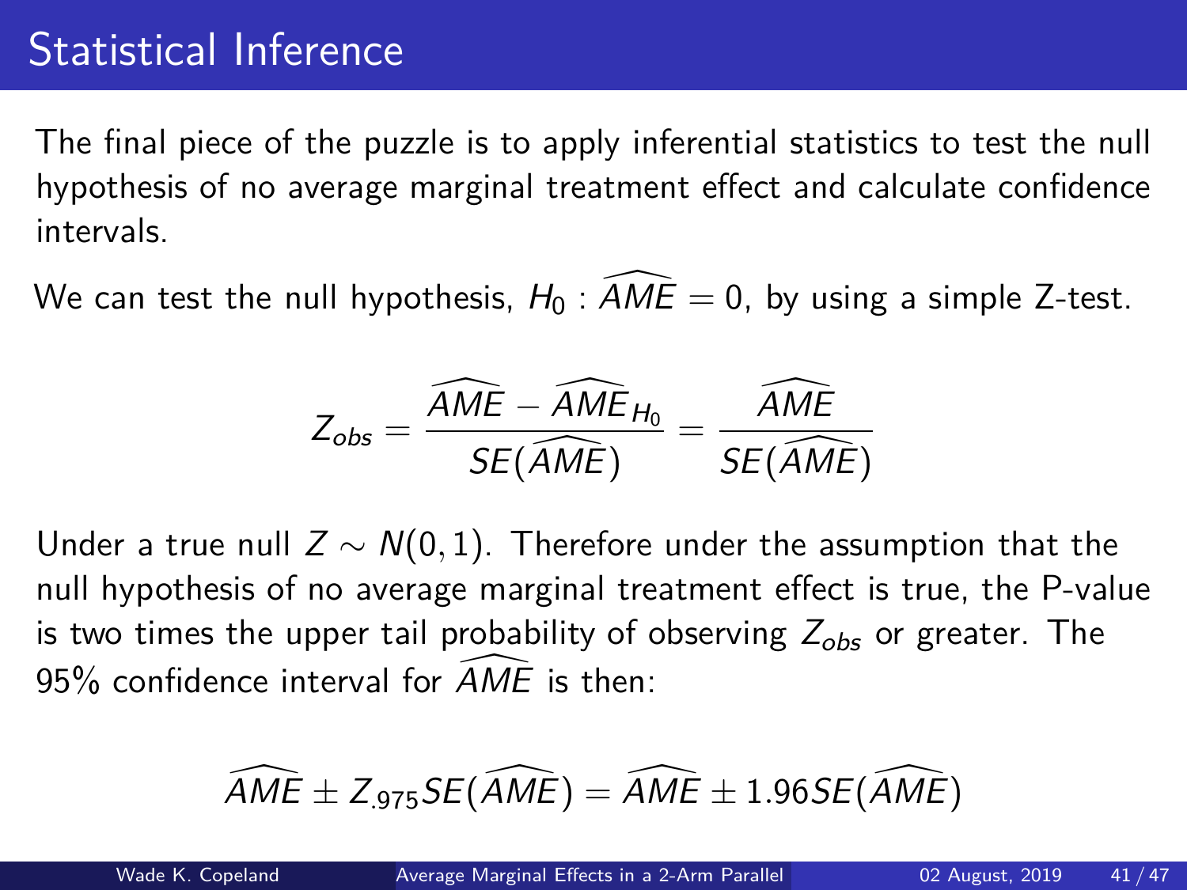# Statistical Inference

The final piece of the puzzle is to apply inferential statistics to test the null hypothesis of no average marginal treatment effect and calculate confidence intervals.

We can test the null hypothesis, $H_0 : \widehat{AME} = 0$, by using a simple Z-test.

$$Z_{obs} = \frac{\widehat{AME} - \widehat{AME}_{H_0}}{SE(\widehat{AME})} = \frac{\widehat{AME}}{SE(\widehat{AME})}$$

Under a true null $Z \sim N(0, 1)$. Therefore under the assumption that the null hypothesis of no average marginal treatment effect is true, the P-value is two times the upper tail probability of observing $Z_{obs}$ or greater. The 95% confidence interval for $\widehat{AME}$ is then:

$$\widehat{AME} \pm Z_{.975} SE(\widehat{AME}) = \widehat{AME} \pm 1.96 SE(\widehat{AME})$$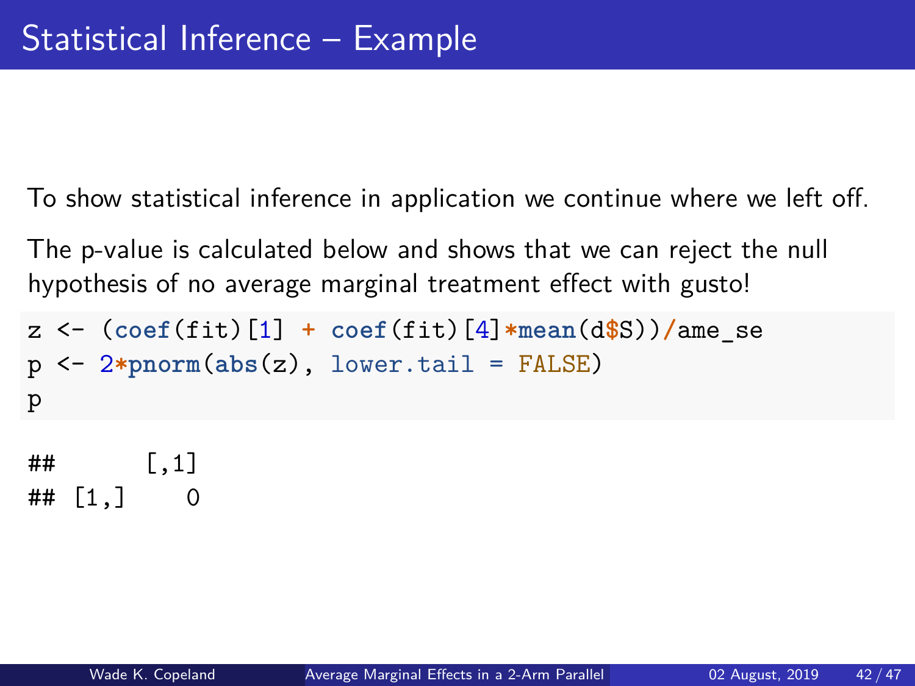# Statistical Inference – Example

To show statistical inference in application we continue where we left off.

The p-value is calculated below and shows that we can reject the null hypothesis of no average marginal treatment effect with gusto!

```
z <- (coef(fit)[1] + coef(fit)[4]*mean(d$S))/ame_se
p <- 2*pnorm(abs(z), lower.tail = FALSE)
p
```

```
##      [,1]
## [1,]    0
```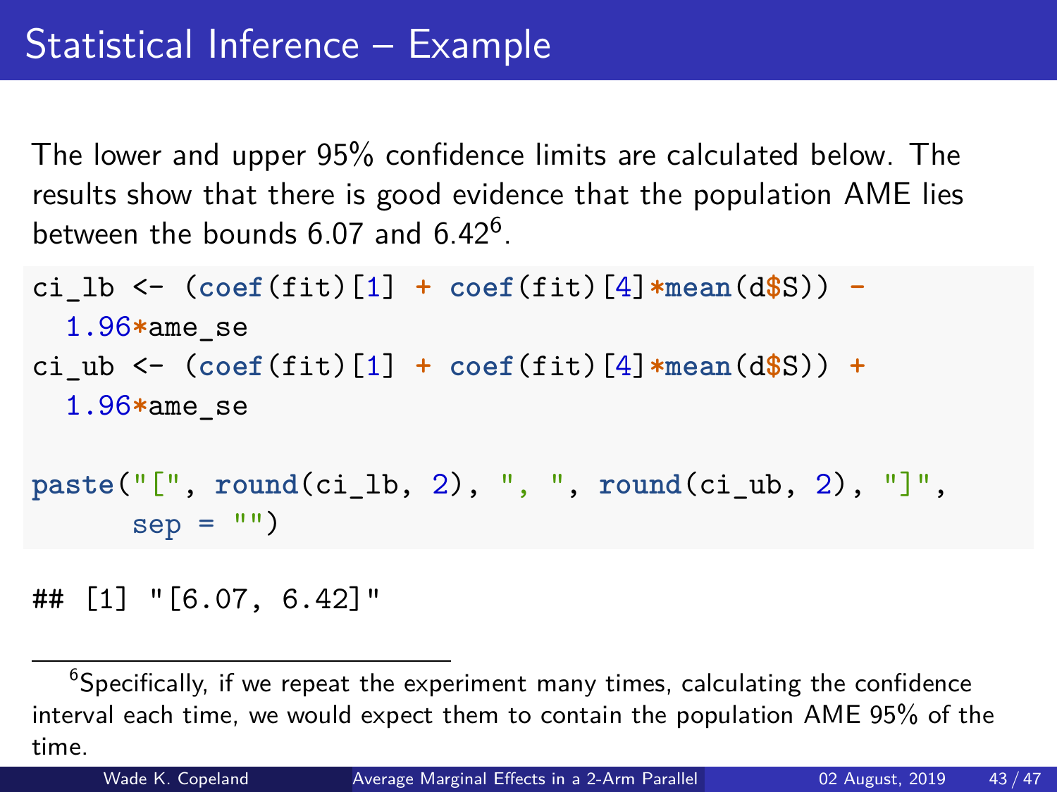# Statistical Inference – Example

The lower and upper 95% confidence limits are calculated below. The results show that there is good evidence that the population AME lies between the bounds 6.07 and 6.42[6].

```
ci_lb <- (coef(fit)[1] + coef(fit)[4]*mean(d$S)) -
  1.96*ame_se
ci_ub <- (coef(fit)[1] + coef(fit)[4]*mean(d$S)) +
  1.96*ame_se

paste("[", round(ci_lb, 2), ", ", round(ci_ub, 2), "]",
      sep = "")
```

```
## [1] "[6.07, 6.42]"
```

[6] Specifically, if we repeat the experiment many times, calculating the confidence interval each time, we would expect them to contain the population AME 95% of the time.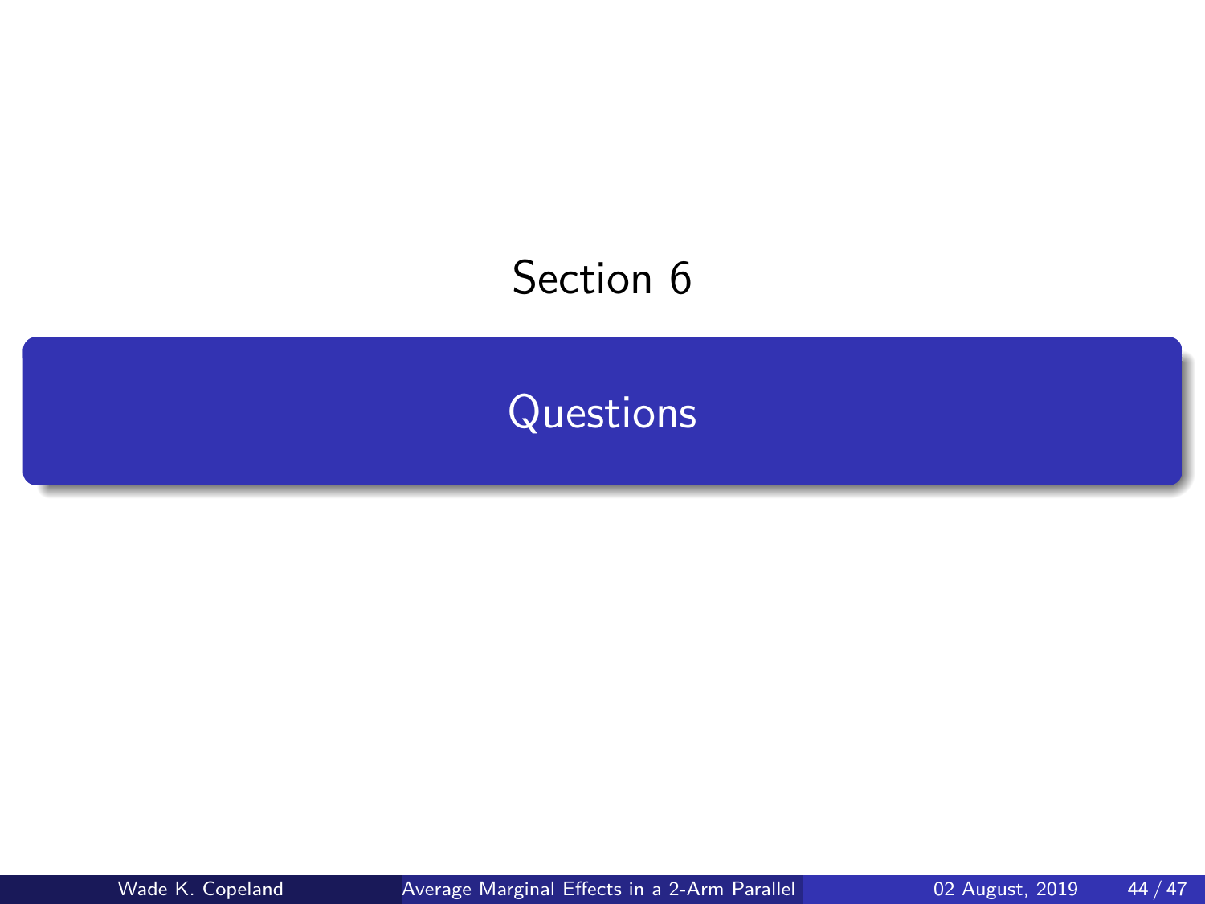Section 6

# Questions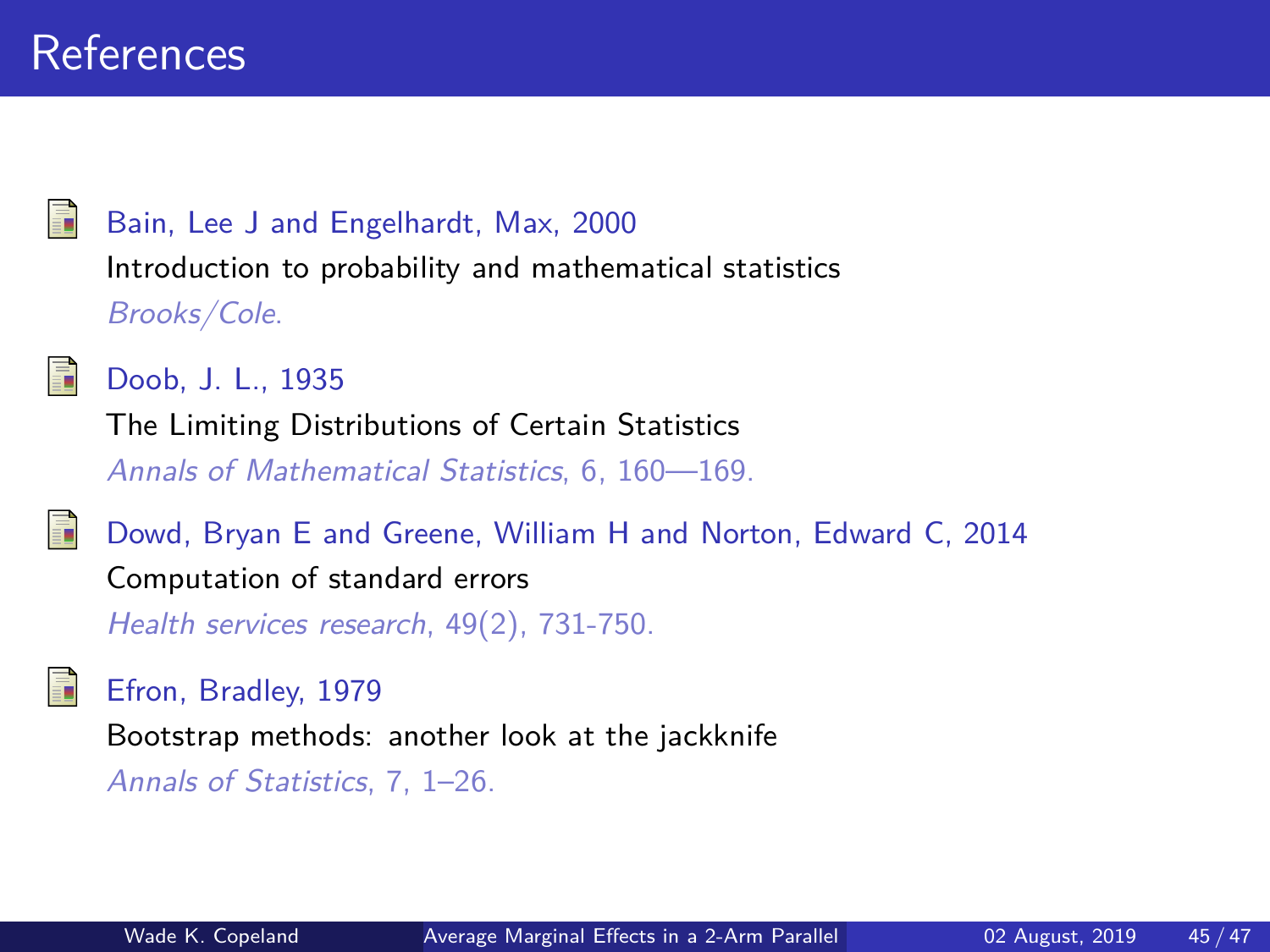# References

- Bain, Lee J and Engelhardt, Max, 2000
  Introduction to probability and mathematical statistics
  *Brooks/Cole*.

- Doob, J. L., 1935
  The Limiting Distributions of Certain Statistics
  *Annals of Mathematical Statistics*, 6, 160—169.

- Dowd, Bryan E and Greene, William H and Norton, Edward C, 2014
  Computation of standard errors
  *Health services research*, 49(2), 731-750.

- Efron, Bradley, 1979
  Bootstrap methods: another look at the jackknife
  *Annals of Statistics*, 7, 1–26.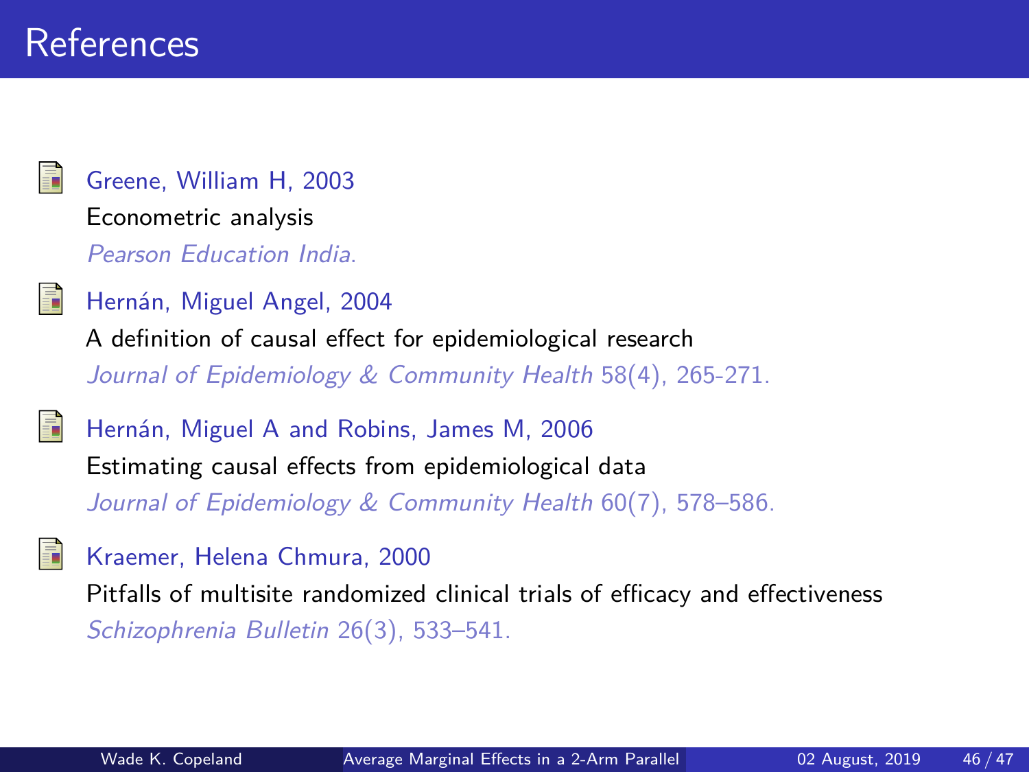# References

- Greene, William H, 2003
  Econometric analysis
  *Pearson Education India.*

- Hernán, Miguel Angel, 2004
  A definition of causal effect for epidemiological research
  *Journal of Epidemiology & Community Health* 58(4), 265-271.

- Hernán, Miguel A and Robins, James M, 2006
  Estimating causal effects from epidemiological data
  *Journal of Epidemiology & Community Health* 60(7), 578–586.

- Kraemer, Helena Chmura, 2000
  Pitfalls of multisite randomized clinical trials of efficacy and effectiveness
  *Schizophrenia Bulletin* 26(3), 533–541.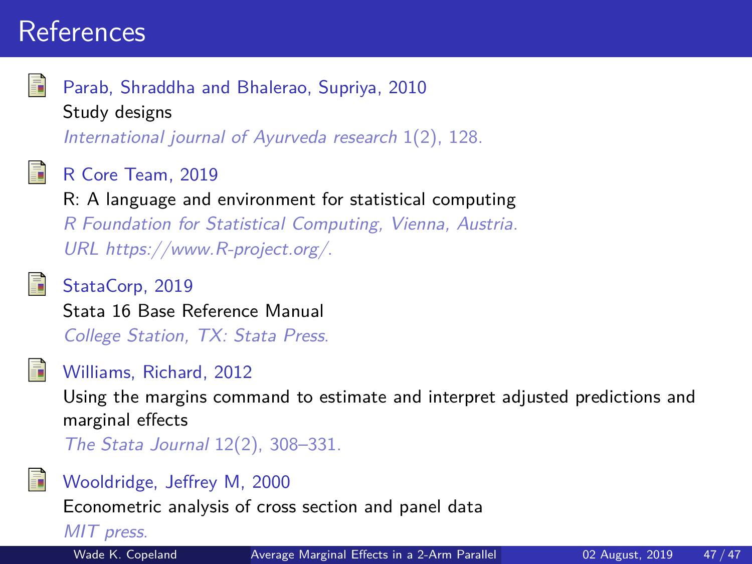# References

Parab, Shraddha and Bhalerao, Supriya, 2010
Study designs
*International journal of Ayurveda research* 1(2), 128.

R Core Team, 2019
R: A language and environment for statistical computing
*R Foundation for Statistical Computing, Vienna, Austria.*
*URL https://www.R-project.org/.*

StataCorp, 2019
Stata 16 Base Reference Manual
*College Station, TX: Stata Press.*

Williams, Richard, 2012
Using the margins command to estimate and interpret adjusted predictions and marginal effects
*The Stata Journal* 12(2), 308–331.

Wooldridge, Jeffrey M, 2000
Econometric analysis of cross section and panel data
*MIT press.*